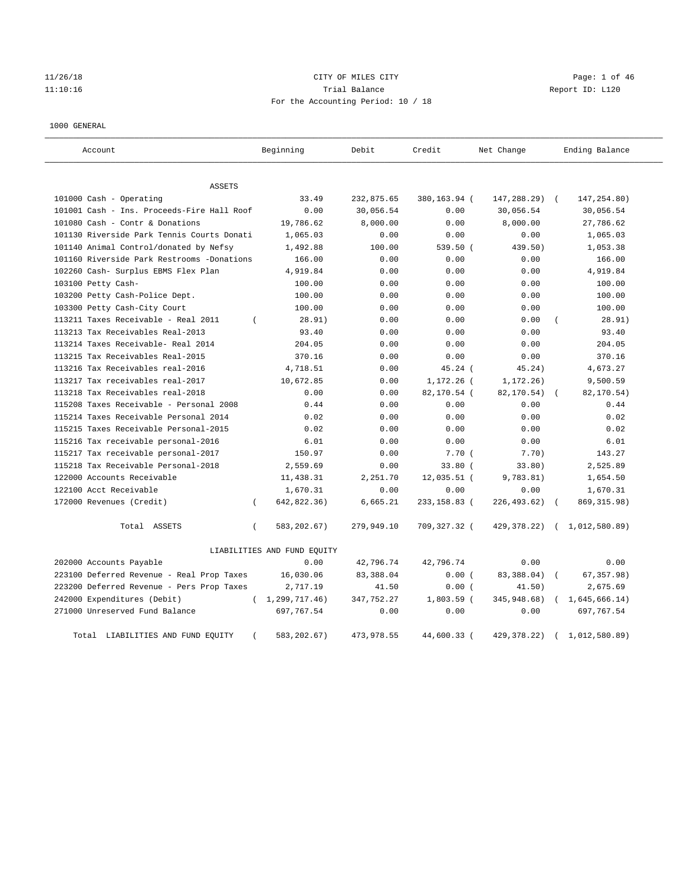11/26/18 CITY OF MILES CITY
11:10:16 Trial Balance Report ID: L120
For the Accounting Period: 10 / 18

1000 GENERAL

| Account | Beginning | Debit | Credit | Net Change | Ending Balance |
|---|---|---|---|---|---|
| **ASSETS** | | | | | |
| 101000 Cash - Operating | 33.49 | 232,875.65 | 380,163.94 | (147,288.29) | (147,254.80) |
| 101001 Cash - Ins. Proceeds-Fire Hall Roof | 0.00 | 30,056.54 | 0.00 | 30,056.54 | 30,056.54 |
| 101080 Cash - Contr & Donations | 19,786.62 | 8,000.00 | 0.00 | 8,000.00 | 27,786.62 |
| 101130 Riverside Park Tennis Courts Donati | 1,065.03 | 0.00 | 0.00 | 0.00 | 1,065.03 |
| 101140 Animal Control/donated by Nefsy | 1,492.88 | 100.00 | 539.50 | (439.50) | 1,053.38 |
| 101160 Riverside Park Restrooms -Donations | 166.00 | 0.00 | 0.00 | 0.00 | 166.00 |
| 102260 Cash- Surplus EBMS Flex Plan | 4,919.84 | 0.00 | 0.00 | 0.00 | 4,919.84 |
| 103100 Petty Cash- | 100.00 | 0.00 | 0.00 | 0.00 | 100.00 |
| 103200 Petty Cash-Police Dept. | 100.00 | 0.00 | 0.00 | 0.00 | 100.00 |
| 103300 Petty Cash-City Court | 100.00 | 0.00 | 0.00 | 0.00 | 100.00 |
| 113211 Taxes Receivable - Real 2011 | (28.91) | 0.00 | 0.00 | 0.00 | (28.91) |
| 113213 Tax Receivables Real-2013 | 93.40 | 0.00 | 0.00 | 0.00 | 93.40 |
| 113214 Taxes Receivable- Real 2014 | 204.05 | 0.00 | 0.00 | 0.00 | 204.05 |
| 113215 Tax Receivables Real-2015 | 370.16 | 0.00 | 0.00 | 0.00 | 370.16 |
| 113216 Tax Receivables real-2016 | 4,718.51 | 0.00 | 45.24 | (45.24) | 4,673.27 |
| 113217 Tax receivables real-2017 | 10,672.85 | 0.00 | 1,172.26 | (1,172.26) | 9,500.59 |
| 113218 Tax Receivables real-2018 | 0.00 | 0.00 | 82,170.54 | (82,170.54) | (82,170.54) |
| 115208 Taxes Receivable - Personal 2008 | 0.44 | 0.00 | 0.00 | 0.00 | 0.44 |
| 115214 Taxes Receivable Personal 2014 | 0.02 | 0.00 | 0.00 | 0.00 | 0.02 |
| 115215 Taxes Receivable Personal-2015 | 0.02 | 0.00 | 0.00 | 0.00 | 0.02 |
| 115216 Tax receivable personal-2016 | 6.01 | 0.00 | 0.00 | 0.00 | 6.01 |
| 115217 Tax receivable personal-2017 | 150.97 | 0.00 | 7.70 | (7.70) | 143.27 |
| 115218 Tax Receivable Personal-2018 | 2,559.69 | 0.00 | 33.80 | (33.80) | 2,525.89 |
| 122000 Accounts Receivable | 11,438.31 | 2,251.70 | 12,035.51 | (9,783.81) | 1,654.50 |
| 122100 Acct Receivable | 1,670.31 | 0.00 | 0.00 | 0.00 | 1,670.31 |
| 172000 Revenues (Credit) | (642,822.36) | 6,665.21 | 233,158.83 | (226,493.62) | (869,315.98) |
| Total ASSETS | (583,202.67) | 279,949.10 | 709,327.32 | (429,378.22) | (1,012,580.89) |
| **LIABILITIES AND FUND EQUITY** | | | | | |
| 202000 Accounts Payable | 0.00 | 42,796.74 | 42,796.74 | 0.00 | 0.00 |
| 223100 Deferred Revenue - Real Prop Taxes | 16,030.06 | 83,388.04 | 0.00 | (83,388.04) | (67,357.98) |
| 223200 Deferred Revenue - Pers Prop Taxes | 2,717.19 | 41.50 | 0.00 | (41.50) | 2,675.69 |
| 242000 Expenditures (Debit) | (1,299,717.46) | 347,752.27 | 1,803.59 | (345,948.68) | (1,645,666.14) |
| 271000 Unreserved Fund Balance | 697,767.54 | 0.00 | 0.00 | 0.00 | 697,767.54 |
| Total LIABILITIES AND FUND EQUITY | (583,202.67) | 473,978.55 | 44,600.33 | (429,378.22) | (1,012,580.89) |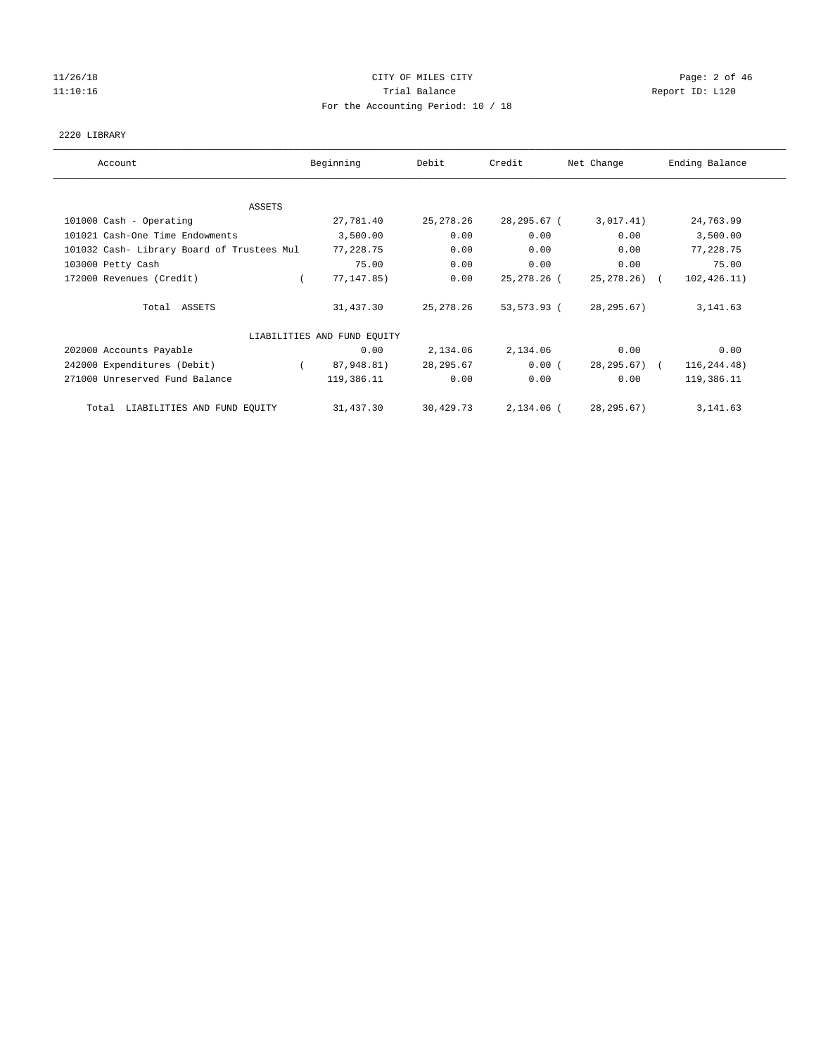CITY OF MILES CITY

Trial Balance

For the Accounting Period: 10 / 18

11/26/18 11:10:16 — Report ID: L120

2220 LIBRARY

| Account | Beginning | Debit | Credit | Net Change | Ending Balance |
|---|---|---|---|---|---|
| ASSETS | | | | | |
| 101000 Cash - Operating | 27,781.40 | 25,278.26 | 28,295.67 | (3,017.41) | 24,763.99 |
| 101021 Cash-One Time Endowments | 3,500.00 | 0.00 | 0.00 | 0.00 | 3,500.00 |
| 101032 Cash- Library Board of Trustees Mul | 77,228.75 | 0.00 | 0.00 | 0.00 | 77,228.75 |
| 103000 Petty Cash | 75.00 | 0.00 | 0.00 | 0.00 | 75.00 |
| 172000 Revenues (Credit) | (77,147.85) | 0.00 | 25,278.26 | (25,278.26) | (102,426.11) |
| Total ASSETS | 31,437.30 | 25,278.26 | 53,573.93 | (28,295.67) | 3,141.63 |
| LIABILITIES AND FUND EQUITY | | | | | |
| 202000 Accounts Payable | 0.00 | 2,134.06 | 2,134.06 | 0.00 | 0.00 |
| 242000 Expenditures (Debit) | (87,948.81) | 28,295.67 | 0.00 | (28,295.67) | (116,244.48) |
| 271000 Unreserved Fund Balance | 119,386.11 | 0.00 | 0.00 | 0.00 | 119,386.11 |
| Total LIABILITIES AND FUND EQUITY | 31,437.30 | 30,429.73 | 2,134.06 | (28,295.67) | 3,141.63 |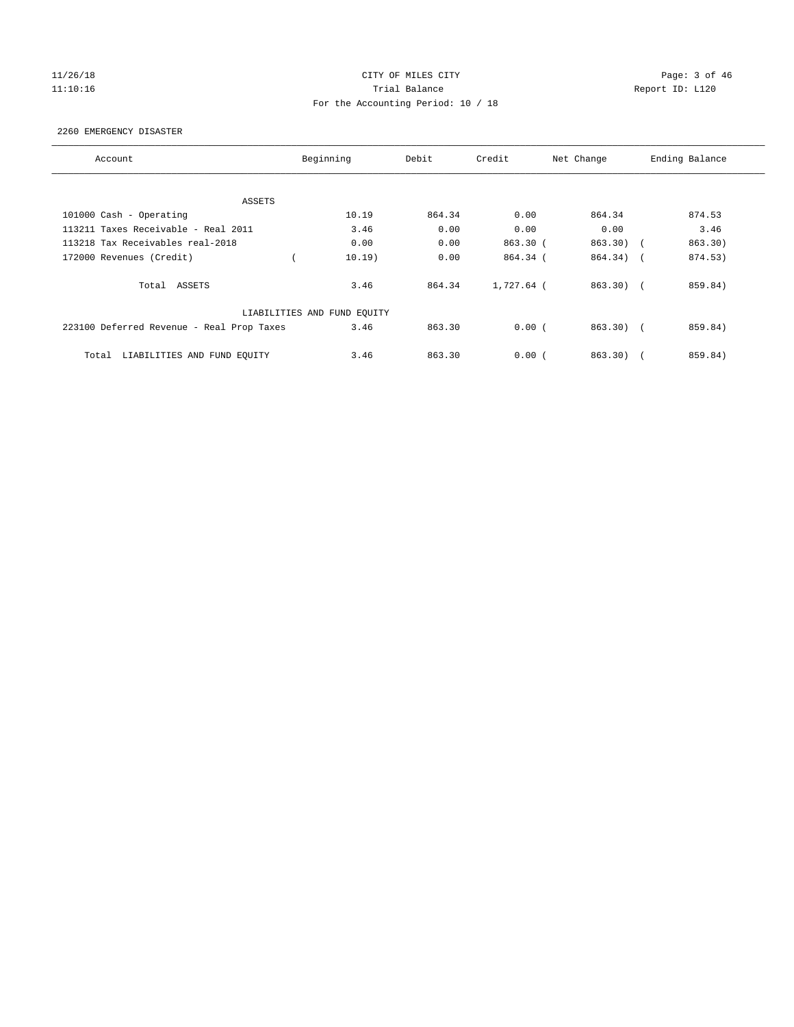CITY OF MILES CITY
Trial Balance
For the Accounting Period: 10 / 18

11/26/18
11:10:16

Report ID: L120

2260 EMERGENCY DISASTER

| Account | Beginning | Debit | Credit | Net Change | Ending Balance |
|---|---|---|---|---|---|
| ASSETS | | | | | |
| 101000 Cash - Operating | 10.19 | 864.34 | 0.00 | 864.34 | 874.53 |
| 113211 Taxes Receivable - Real 2011 | 3.46 | 0.00 | 0.00 | 0.00 | 3.46 |
| 113218 Tax Receivables real-2018 | 0.00 | 0.00 | 863.30 | ( 863.30) | ( 863.30) |
| 172000 Revenues (Credit) | ( 10.19) | 0.00 | 864.34 | ( 864.34) | ( 874.53) |
| Total ASSETS | 3.46 | 864.34 | 1,727.64 | ( 863.30) | ( 859.84) |
| LIABILITIES AND FUND EQUITY | | | | | |
| 223100 Deferred Revenue - Real Prop Taxes | 3.46 | 863.30 | 0.00 | ( 863.30) | ( 859.84) |
| Total LIABILITIES AND FUND EQUITY | 3.46 | 863.30 | 0.00 | ( 863.30) | ( 859.84) |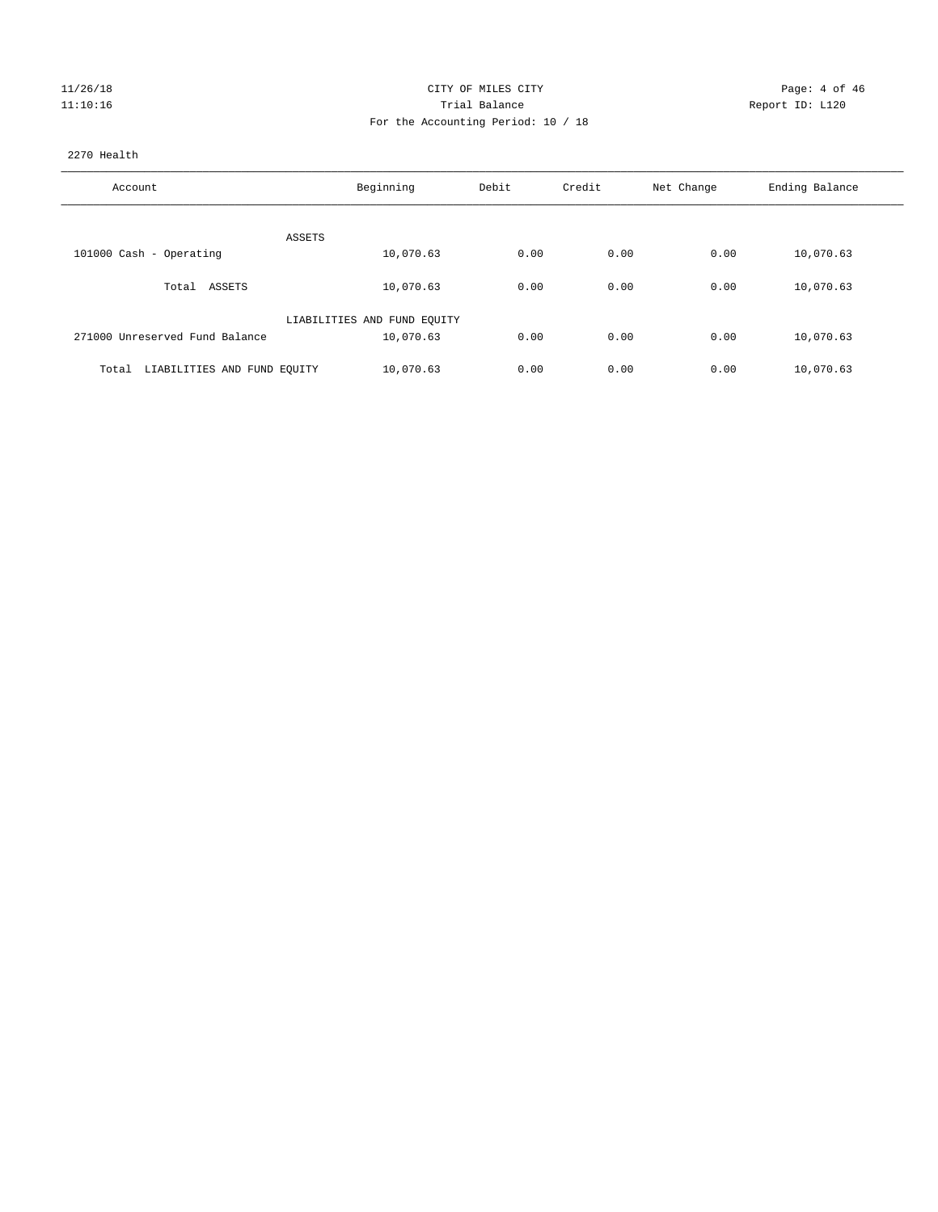CITY OF MILES CITY
Trial Balance
For the Accounting Period: 10 / 18

11/26/18
11:10:16

Report ID: L120

2270 Health

| Account | Beginning | Debit | Credit | Net Change | Ending Balance |
|---|---|---|---|---|---|
| ASSETS | | | | | |
| 101000 Cash - Operating | 10,070.63 | 0.00 | 0.00 | 0.00 | 10,070.63 |
| Total ASSETS | 10,070.63 | 0.00 | 0.00 | 0.00 | 10,070.63 |
| LIABILITIES AND FUND EQUITY | | | | | |
| 271000 Unreserved Fund Balance | 10,070.63 | 0.00 | 0.00 | 0.00 | 10,070.63 |
| Total LIABILITIES AND FUND EQUITY | 10,070.63 | 0.00 | 0.00 | 0.00 | 10,070.63 |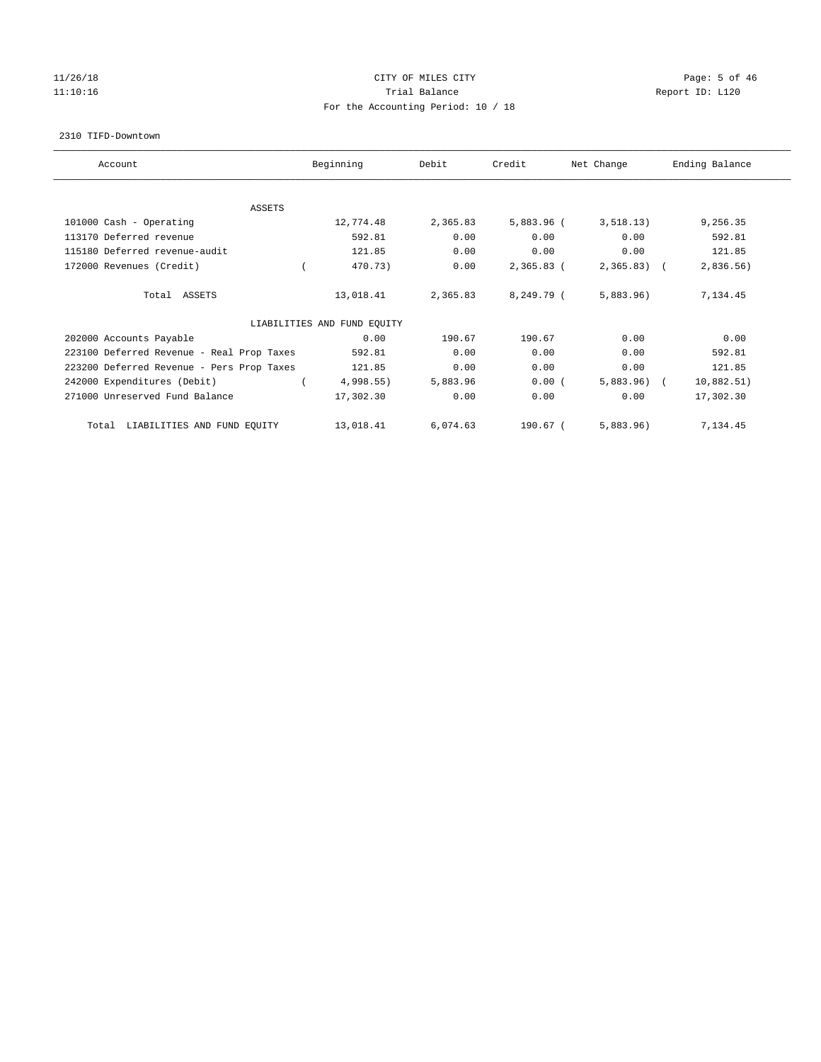CITY OF MILES CITY
Trial Balance
For the Accounting Period: 10 / 18

11/26/18
11:10:16

Report ID: L120

2310 TIFD-Downtown

| Account | Beginning | Debit | Credit | Net Change | Ending Balance |
|---|---|---|---|---|---|
| ASSETS | | | | | |
| 101000 Cash - Operating | 12,774.48 | 2,365.83 | 5,883.96 | (3,518.13) | 9,256.35 |
| 113170 Deferred revenue | 592.81 | 0.00 | 0.00 | 0.00 | 592.81 |
| 115180 Deferred revenue-audit | 121.85 | 0.00 | 0.00 | 0.00 | 121.85 |
| 172000 Revenues (Credit) | (470.73) | 0.00 | 2,365.83 | (2,365.83) | (2,836.56) |
| Total ASSETS | 13,018.41 | 2,365.83 | 8,249.79 | (5,883.96) | 7,134.45 |
| LIABILITIES AND FUND EQUITY | | | | | |
| 202000 Accounts Payable | 0.00 | 190.67 | 190.67 | 0.00 | 0.00 |
| 223100 Deferred Revenue - Real Prop Taxes | 592.81 | 0.00 | 0.00 | 0.00 | 592.81 |
| 223200 Deferred Revenue - Pers Prop Taxes | 121.85 | 0.00 | 0.00 | 0.00 | 121.85 |
| 242000 Expenditures (Debit) | (4,998.55) | 5,883.96 | 0.00 | (5,883.96) | (10,882.51) |
| 271000 Unreserved Fund Balance | 17,302.30 | 0.00 | 0.00 | 0.00 | 17,302.30 |
| Total LIABILITIES AND FUND EQUITY | 13,018.41 | 6,074.63 | 190.67 | (5,883.96) | 7,134.45 |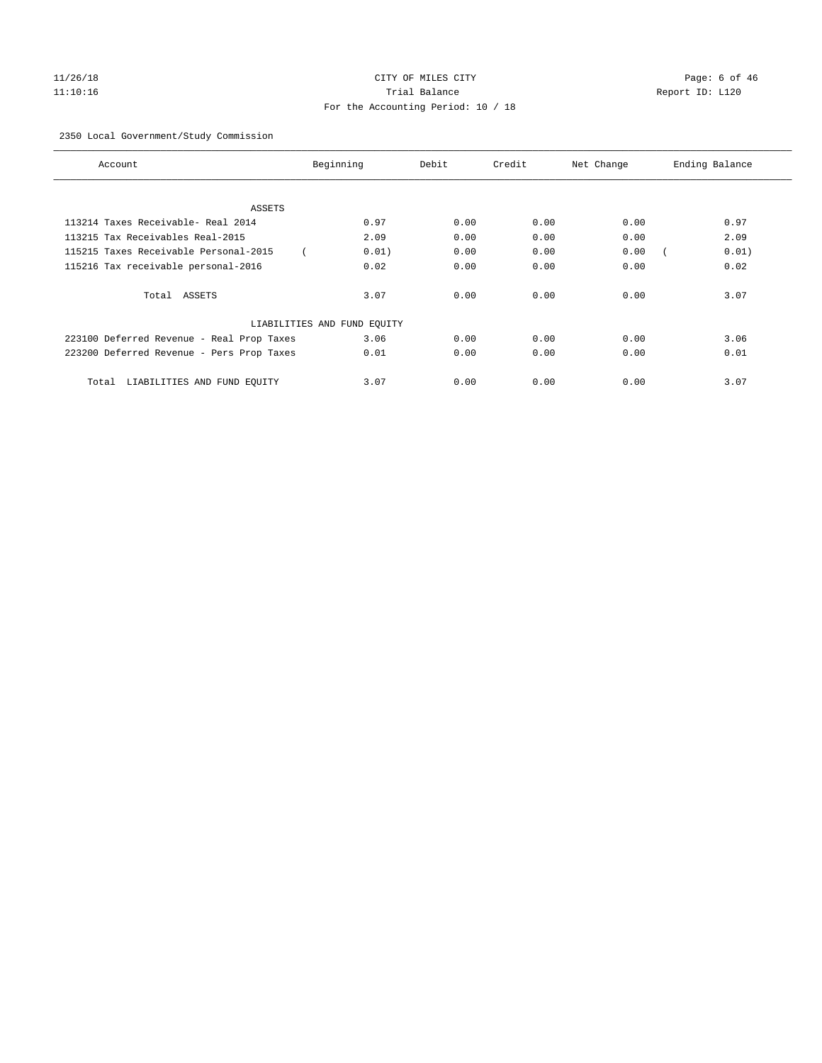CITY OF MILES CITY

Trial Balance

For the Accounting Period: 10 / 18

11/26/18
11:10:16

Report ID: L120

2350 Local Government/Study Commission

| Account | Beginning | Debit | Credit | Net Change | Ending Balance |
|---|---|---|---|---|---|
| ASSETS | | | | | |
| 113214 Taxes Receivable- Real 2014 | 0.97 | 0.00 | 0.00 | 0.00 | 0.97 |
| 113215 Tax Receivables Real-2015 | 2.09 | 0.00 | 0.00 | 0.00 | 2.09 |
| 115215 Taxes Receivable Personal-2015 | ( 0.01) | 0.00 | 0.00 | 0.00 | ( 0.01) |
| 115216 Tax receivable personal-2016 | 0.02 | 0.00 | 0.00 | 0.00 | 0.02 |
| Total ASSETS | 3.07 | 0.00 | 0.00 | 0.00 | 3.07 |
| LIABILITIES AND FUND EQUITY | | | | | |
| 223100 Deferred Revenue - Real Prop Taxes | 3.06 | 0.00 | 0.00 | 0.00 | 3.06 |
| 223200 Deferred Revenue - Pers Prop Taxes | 0.01 | 0.00 | 0.00 | 0.00 | 0.01 |
| Total LIABILITIES AND FUND EQUITY | 3.07 | 0.00 | 0.00 | 0.00 | 3.07 |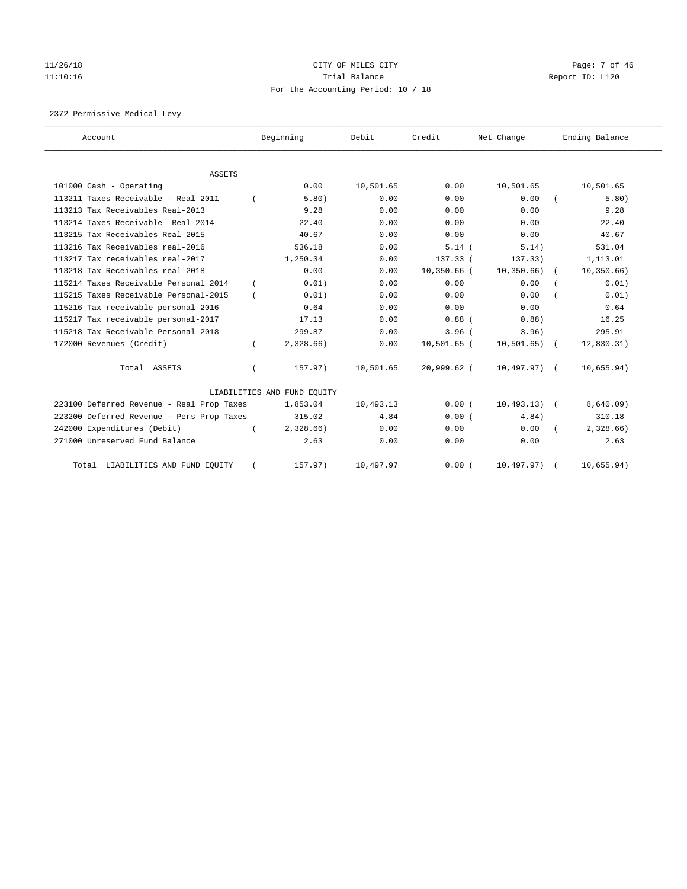CITY OF MILES CITY
Trial Balance
For the Accounting Period: 10 / 18

11/26/18
11:10:16

Report ID: L120

2372 Permissive Medical Levy

| Account | Beginning | Debit | Credit | Net Change | Ending Balance |
|---|---|---|---|---|---|
| ASSETS | | | | | |
| 101000 Cash - Operating | 0.00 | 10,501.65 | 0.00 | 10,501.65 | 10,501.65 |
| 113211 Taxes Receivable - Real 2011 | ( 5.80) | 0.00 | 0.00 | 0.00 | ( 5.80) |
| 113213 Tax Receivables Real-2013 | 9.28 | 0.00 | 0.00 | 0.00 | 9.28 |
| 113214 Taxes Receivable- Real 2014 | 22.40 | 0.00 | 0.00 | 0.00 | 22.40 |
| 113215 Tax Receivables Real-2015 | 40.67 | 0.00 | 0.00 | 0.00 | 40.67 |
| 113216 Tax Receivables real-2016 | 536.18 | 0.00 | 5.14 | ( 5.14) | 531.04 |
| 113217 Tax receivables real-2017 | 1,250.34 | 0.00 | 137.33 | ( 137.33) | 1,113.01 |
| 113218 Tax Receivables real-2018 | 0.00 | 0.00 | 10,350.66 | ( 10,350.66) | ( 10,350.66) |
| 115214 Taxes Receivable Personal 2014 | ( 0.01) | 0.00 | 0.00 | 0.00 | ( 0.01) |
| 115215 Taxes Receivable Personal-2015 | ( 0.01) | 0.00 | 0.00 | 0.00 | ( 0.01) |
| 115216 Tax receivable personal-2016 | 0.64 | 0.00 | 0.00 | 0.00 | 0.64 |
| 115217 Tax receivable personal-2017 | 17.13 | 0.00 | 0.88 | ( 0.88) | 16.25 |
| 115218 Tax Receivable Personal-2018 | 299.87 | 0.00 | 3.96 | ( 3.96) | 295.91 |
| 172000 Revenues (Credit) | ( 2,328.66) | 0.00 | 10,501.65 | ( 10,501.65) | ( 12,830.31) |
| Total ASSETS | ( 157.97) | 10,501.65 | 20,999.62 | ( 10,497.97) | ( 10,655.94) |
| LIABILITIES AND FUND EQUITY | | | | | |
| 223100 Deferred Revenue - Real Prop Taxes | 1,853.04 | 10,493.13 | 0.00 | ( 10,493.13) | ( 8,640.09) |
| 223200 Deferred Revenue - Pers Prop Taxes | 315.02 | 4.84 | 0.00 | ( 4.84) | 310.18 |
| 242000 Expenditures (Debit) | ( 2,328.66) | 0.00 | 0.00 | 0.00 | ( 2,328.66) |
| 271000 Unreserved Fund Balance | 2.63 | 0.00 | 0.00 | 0.00 | 2.63 |
| Total LIABILITIES AND FUND EQUITY | ( 157.97) | 10,497.97 | 0.00 | ( 10,497.97) | ( 10,655.94) |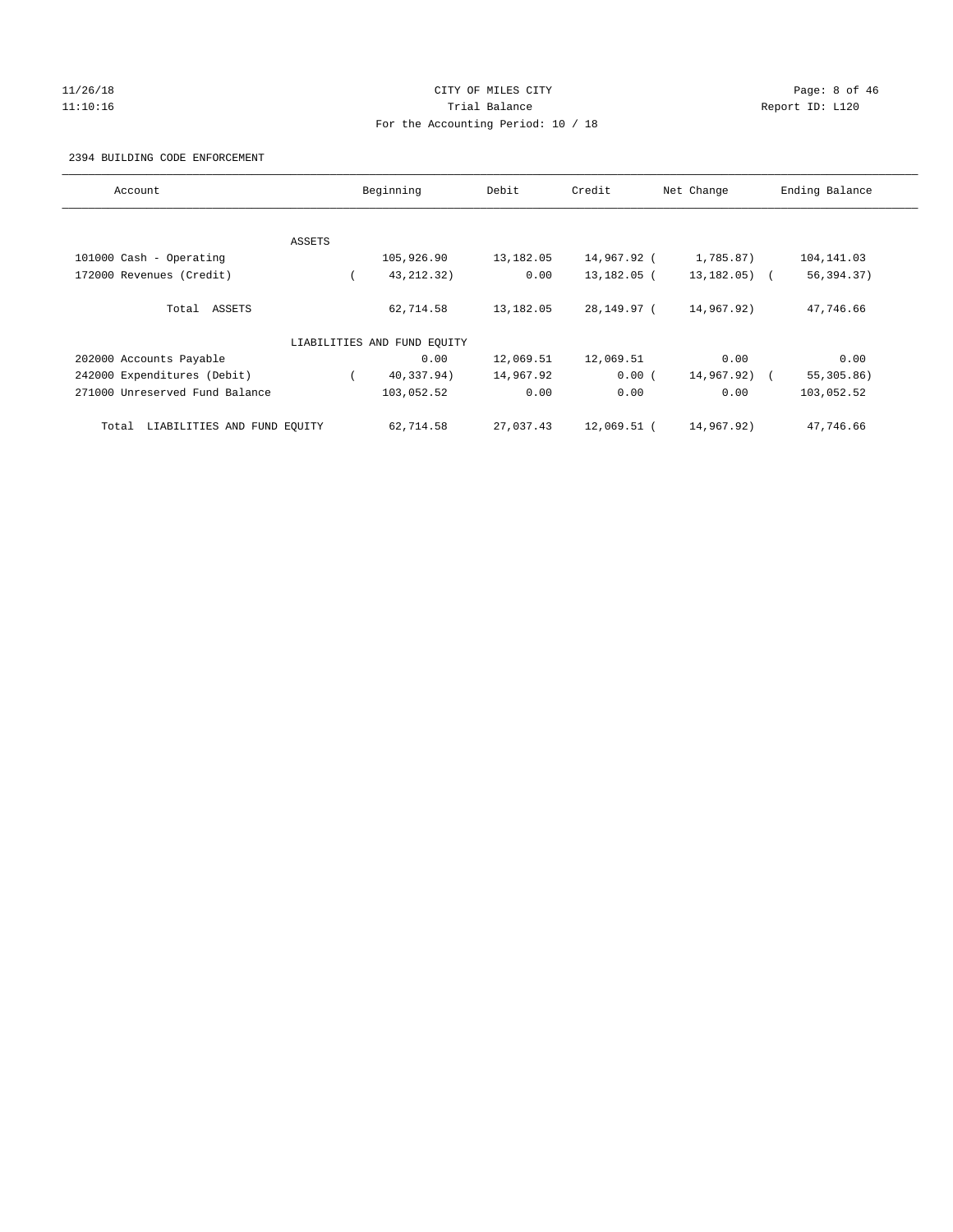CITY OF MILES CITY

Trial Balance

For the Accounting Period: 10 / 18

2394 BUILDING CODE ENFORCEMENT

| Account | Beginning | Debit | Credit | Net Change | Ending Balance |
|---|---|---|---|---|---|
| ASSETS | | | | | |
| 101000 Cash - Operating | 105,926.90 | 13,182.05 | 14,967.92 | ( 1,785.87) | 104,141.03 |
| 172000 Revenues (Credit) | ( 43,212.32) | 0.00 | 13,182.05 | ( 13,182.05) | ( 56,394.37) |
| Total ASSETS | 62,714.58 | 13,182.05 | 28,149.97 | ( 14,967.92) | 47,746.66 |
| LIABILITIES AND FUND EQUITY | | | | | |
| 202000 Accounts Payable | 0.00 | 12,069.51 | 12,069.51 | 0.00 | 0.00 |
| 242000 Expenditures (Debit) | ( 40,337.94) | 14,967.92 | 0.00 | ( 14,967.92) | ( 55,305.86) |
| 271000 Unreserved Fund Balance | 103,052.52 | 0.00 | 0.00 | 0.00 | 103,052.52 |
| Total LIABILITIES AND FUND EQUITY | 62,714.58 | 27,037.43 | 12,069.51 | ( 14,967.92) | 47,746.66 |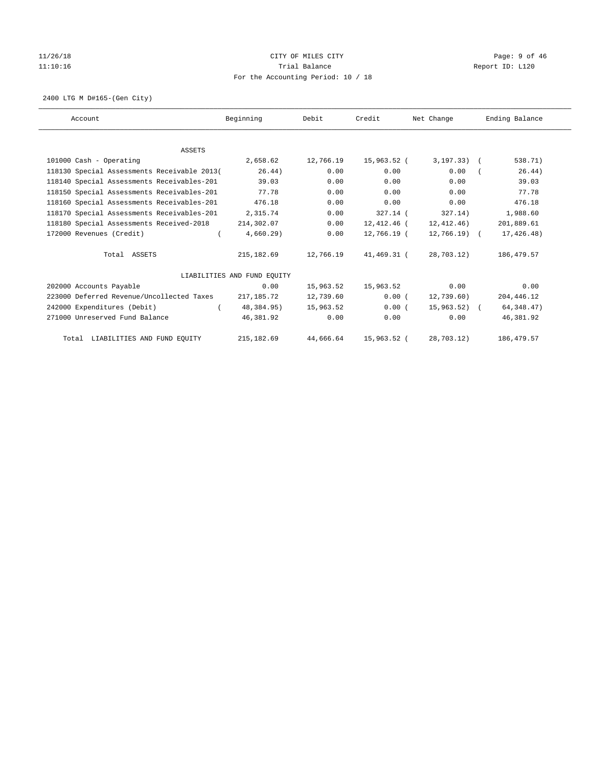CITY OF MILES CITY

Trial Balance

For the Accounting Period: 10 / 18

11/26/18
11:10:16

Report ID: L120

2400 LTG M D#165-(Gen City)

| Account | Beginning | Debit | Credit | Net Change | Ending Balance |
|---|---|---|---|---|---|
| ASSETS | | | | | |
| 101000 Cash - Operating | 2,658.62 | 12,766.19 | 15,963.52 | ( 3,197.33) | ( 538.71) |
| 118130 Special Assessments Receivable 2013 | ( 26.44) | 0.00 | 0.00 | 0.00 | ( 26.44) |
| 118140 Special Assessments Receivables-201 | 39.03 | 0.00 | 0.00 | 0.00 | 39.03 |
| 118150 Special Assessments Receivables-201 | 77.78 | 0.00 | 0.00 | 0.00 | 77.78 |
| 118160 Special Assessments Receivables-201 | 476.18 | 0.00 | 0.00 | 0.00 | 476.18 |
| 118170 Special Assessments Receivables-201 | 2,315.74 | 0.00 | 327.14 | ( 327.14) | 1,988.60 |
| 118180 Special Assessments Received-2018 | 214,302.07 | 0.00 | 12,412.46 | ( 12,412.46) | 201,889.61 |
| 172000 Revenues (Credit) | ( 4,660.29) | 0.00 | 12,766.19 | ( 12,766.19) | ( 17,426.48) |
| Total ASSETS | 215,182.69 | 12,766.19 | 41,469.31 | ( 28,703.12) | 186,479.57 |
| LIABILITIES AND FUND EQUITY | | | | | |
| 202000 Accounts Payable | 0.00 | 15,963.52 | 15,963.52 | 0.00 | 0.00 |
| 223000 Deferred Revenue/Uncollected Taxes | 217,185.72 | 12,739.60 | 0.00 | ( 12,739.60) | 204,446.12 |
| 242000 Expenditures (Debit) | ( 48,384.95) | 15,963.52 | 0.00 | ( 15,963.52) | ( 64,348.47) |
| 271000 Unreserved Fund Balance | 46,381.92 | 0.00 | 0.00 | 0.00 | 46,381.92 |
| Total LIABILITIES AND FUND EQUITY | 215,182.69 | 44,666.64 | 15,963.52 | ( 28,703.12) | 186,479.57 |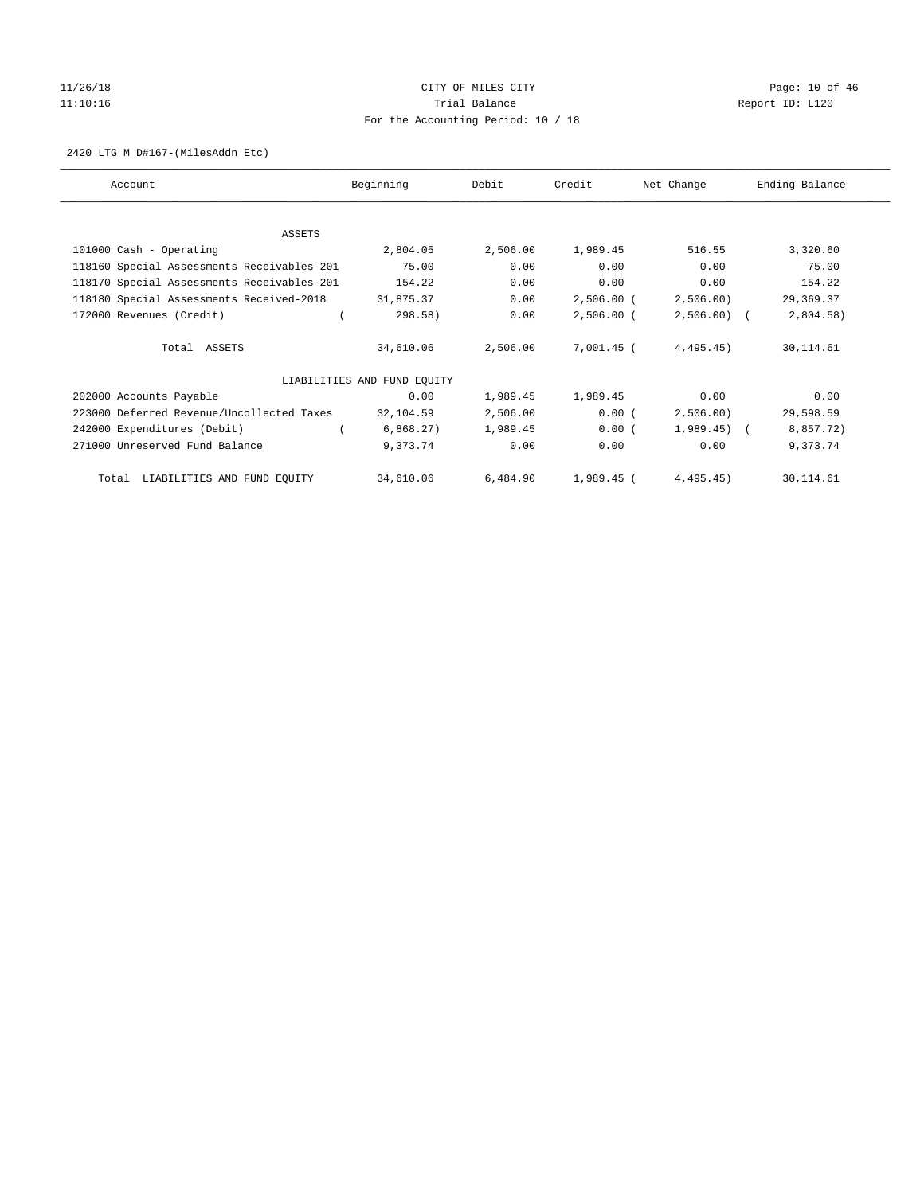CITY OF MILES CITY

Trial Balance

For the Accounting Period: 10 / 18

11/26/18 11:10:16 Report ID: L120

2420 LTG M D#167-(MilesAddn Etc)

| Account | Beginning | Debit | Credit | Net Change | Ending Balance |
|---|---|---|---|---|---|
| ASSETS | | | | | |
| 101000 Cash - Operating | 2,804.05 | 2,506.00 | 1,989.45 | 516.55 | 3,320.60 |
| 118160 Special Assessments Receivables-201 | 75.00 | 0.00 | 0.00 | 0.00 | 75.00 |
| 118170 Special Assessments Receivables-201 | 154.22 | 0.00 | 0.00 | 0.00 | 154.22 |
| 118180 Special Assessments Received-2018 | 31,875.37 | 0.00 | 2,506.00 | (2,506.00) | 29,369.37 |
| 172000 Revenues (Credit) | (298.58) | 0.00 | 2,506.00 | (2,506.00) | (2,804.58) |
| Total ASSETS | 34,610.06 | 2,506.00 | 7,001.45 | (4,495.45) | 30,114.61 |
| LIABILITIES AND FUND EQUITY | | | | | |
| 202000 Accounts Payable | 0.00 | 1,989.45 | 1,989.45 | 0.00 | 0.00 |
| 223000 Deferred Revenue/Uncollected Taxes | 32,104.59 | 2,506.00 | 0.00 | (2,506.00) | 29,598.59 |
| 242000 Expenditures (Debit) | (6,868.27) | 1,989.45 | 0.00 | (1,989.45) | (8,857.72) |
| 271000 Unreserved Fund Balance | 9,373.74 | 0.00 | 0.00 | 0.00 | 9,373.74 |
| Total LIABILITIES AND FUND EQUITY | 34,610.06 | 6,484.90 | 1,989.45 | (4,495.45) | 30,114.61 |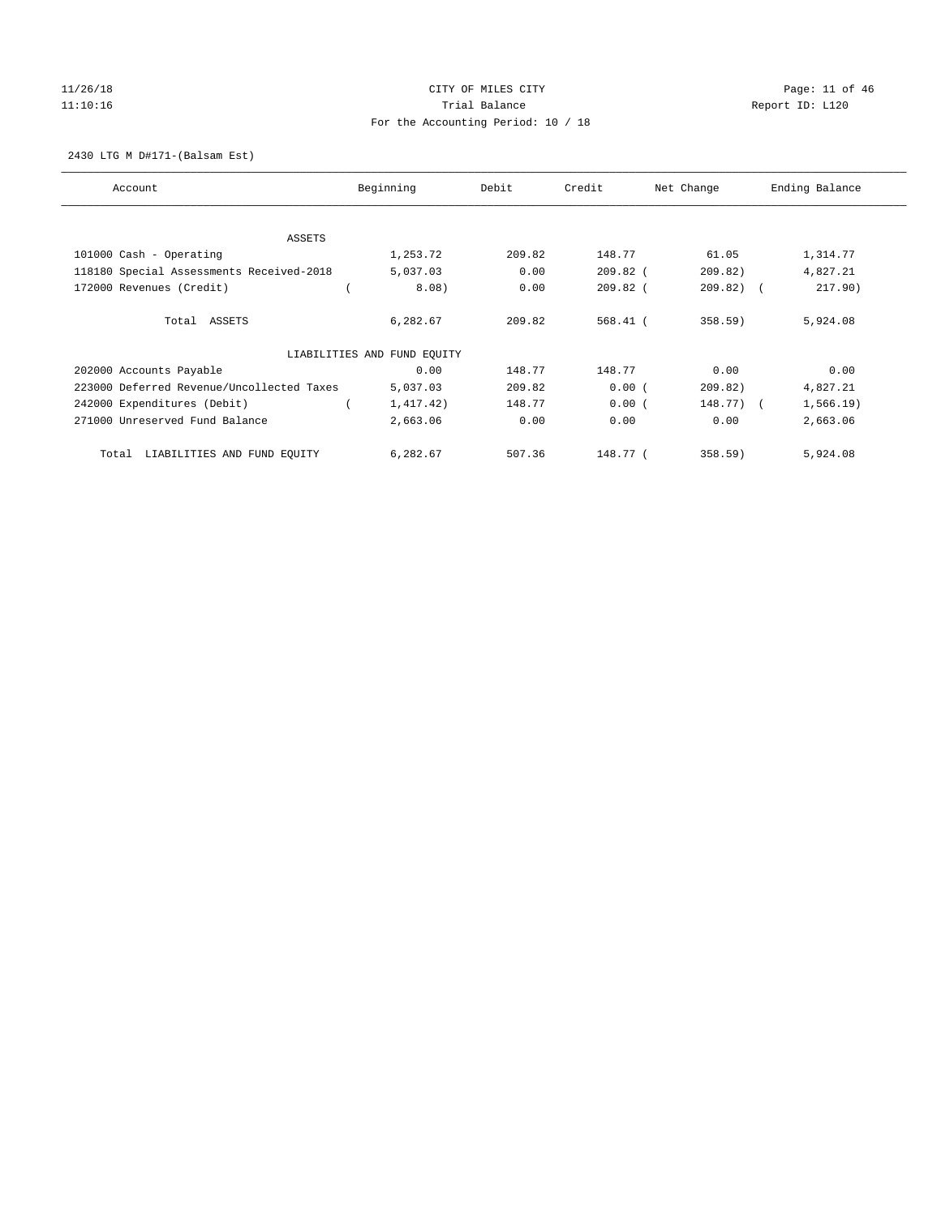CITY OF MILES CITY
Trial Balance
For the Accounting Period: 10 / 18

2430 LTG M D#171-(Balsam Est)

| Account | Beginning | Debit | Credit | Net Change | Ending Balance |
|---|---|---|---|---|---|
| ASSETS | | | | | |
| 101000 Cash - Operating | 1,253.72 | 209.82 | 148.77 | 61.05 | 1,314.77 |
| 118180 Special Assessments Received-2018 | 5,037.03 | 0.00 | 209.82 | (209.82) | 4,827.21 |
| 172000 Revenues (Credit) | (8.08) | 0.00 | 209.82 | (209.82) | (217.90) |
| Total ASSETS | 6,282.67 | 209.82 | 568.41 | (358.59) | 5,924.08 |
| LIABILITIES AND FUND EQUITY | | | | | |
| 202000 Accounts Payable | 0.00 | 148.77 | 148.77 | 0.00 | 0.00 |
| 223000 Deferred Revenue/Uncollected Taxes | 5,037.03 | 209.82 | 0.00 | (209.82) | 4,827.21 |
| 242000 Expenditures (Debit) | (1,417.42) | 148.77 | 0.00 | (148.77) | (1,566.19) |
| 271000 Unreserved Fund Balance | 2,663.06 | 0.00 | 0.00 | 0.00 | 2,663.06 |
| Total LIABILITIES AND FUND EQUITY | 6,282.67 | 507.36 | 148.77 | (358.59) | 5,924.08 |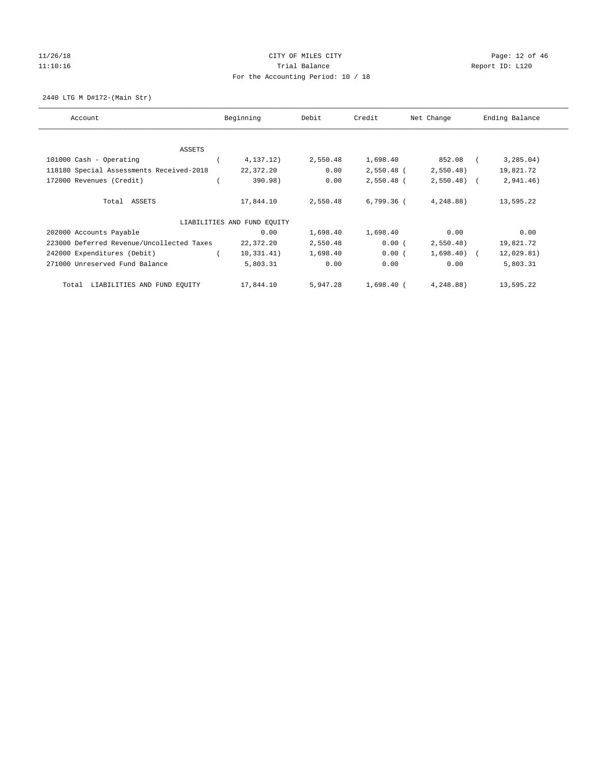# CITY OF MILES CITY

Trial Balance

For the Accounting Period: 10 / 18

11/26/18
11:10:16

Report ID: L120

2440 LTG M D#172-(Main Str)

| Account | Beginning | Debit | Credit | Net Change | Ending Balance |
|---|---|---|---|---|---|
| ASSETS | | | | | |
| 101000 Cash - Operating | (4,137.12) | 2,550.48 | 1,698.40 | 852.08 | (3,285.04) |
| 118180 Special Assessments Received-2018 | 22,372.20 | 0.00 | 2,550.48 | (2,550.48) | 19,821.72 |
| 172000 Revenues (Credit) | (390.98) | 0.00 | 2,550.48 | (2,550.48) | (2,941.46) |
| Total ASSETS | 17,844.10 | 2,550.48 | 6,799.36 | (4,248.88) | 13,595.22 |
| LIABILITIES AND FUND EQUITY | | | | | |
| 202000 Accounts Payable | 0.00 | 1,698.40 | 1,698.40 | 0.00 | 0.00 |
| 223000 Deferred Revenue/Uncollected Taxes | 22,372.20 | 2,550.48 | 0.00 | (2,550.48) | 19,821.72 |
| 242000 Expenditures (Debit) | (10,331.41) | 1,698.40 | 0.00 | (1,698.40) | (12,029.81) |
| 271000 Unreserved Fund Balance | 5,803.31 | 0.00 | 0.00 | 0.00 | 5,803.31 |
| Total LIABILITIES AND FUND EQUITY | 17,844.10 | 5,947.28 | 1,698.40 | (4,248.88) | 13,595.22 |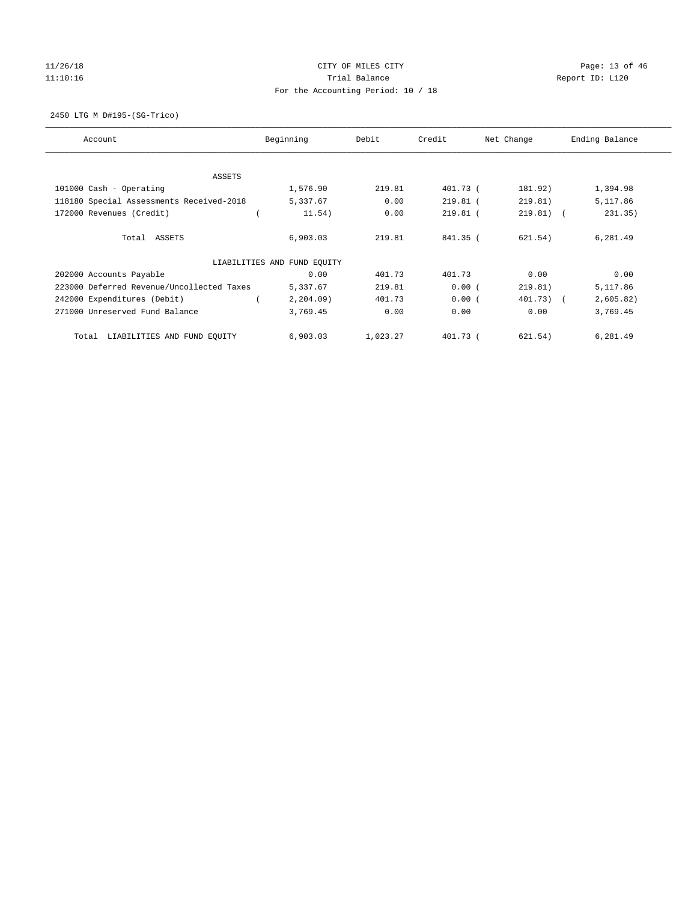CITY OF MILES CITY
Trial Balance
For the Accounting Period: 10 / 18

11/26/18
11:10:16

Report ID: L120

2450 LTG M D#195-(SG-Trico)

| Account | Beginning | Debit | Credit | Net Change | Ending Balance |
|---|---|---|---|---|---|
| ASSETS | | | | | |
| 101000 Cash - Operating | 1,576.90 | 219.81 | 401.73 | ( 181.92) | 1,394.98 |
| 118180 Special Assessments Received-2018 | 5,337.67 | 0.00 | 219.81 | ( 219.81) | 5,117.86 |
| 172000 Revenues (Credit) | ( 11.54) | 0.00 | 219.81 | ( 219.81) | ( 231.35) |
| Total ASSETS | 6,903.03 | 219.81 | 841.35 | ( 621.54) | 6,281.49 |
| LIABILITIES AND FUND EQUITY | | | | | |
| 202000 Accounts Payable | 0.00 | 401.73 | 401.73 | 0.00 | 0.00 |
| 223000 Deferred Revenue/Uncollected Taxes | 5,337.67 | 219.81 | 0.00 | ( 219.81) | 5,117.86 |
| 242000 Expenditures (Debit) | ( 2,204.09) | 401.73 | 0.00 | ( 401.73) | ( 2,605.82) |
| 271000 Unreserved Fund Balance | 3,769.45 | 0.00 | 0.00 | 0.00 | 3,769.45 |
| Total LIABILITIES AND FUND EQUITY | 6,903.03 | 1,023.27 | 401.73 | ( 621.54) | 6,281.49 |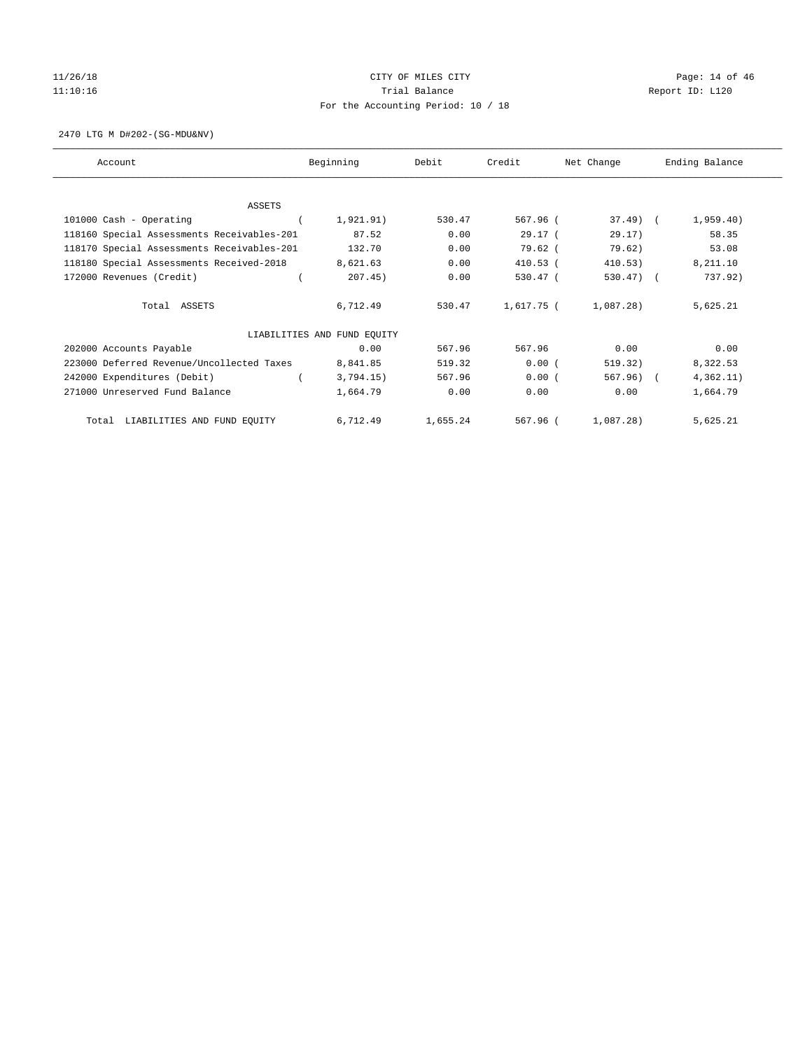CITY OF MILES CITY
Trial Balance
For the Accounting Period: 10 / 18

11/26/18
11:10:16

Report ID: L120

2470 LTG M D#202-(SG-MDU&NV)

| Account | Beginning | Debit | Credit | Net Change | Ending Balance |
|---|---|---|---|---|---|
| ASSETS | | | | | |
| 101000 Cash - Operating | ( 1,921.91) | 530.47 | 567.96 | ( 37.49) | ( 1,959.40) |
| 118160 Special Assessments Receivables-201 | 87.52 | 0.00 | 29.17 | ( 29.17) | 58.35 |
| 118170 Special Assessments Receivables-201 | 132.70 | 0.00 | 79.62 | ( 79.62) | 53.08 |
| 118180 Special Assessments Received-2018 | 8,621.63 | 0.00 | 410.53 | ( 410.53) | 8,211.10 |
| 172000 Revenues (Credit) | ( 207.45) | 0.00 | 530.47 | ( 530.47) | ( 737.92) |
| Total ASSETS | 6,712.49 | 530.47 | 1,617.75 | ( 1,087.28) | 5,625.21 |
| LIABILITIES AND FUND EQUITY | | | | | |
| 202000 Accounts Payable | 0.00 | 567.96 | 567.96 | 0.00 | 0.00 |
| 223000 Deferred Revenue/Uncollected Taxes | 8,841.85 | 519.32 | 0.00 | ( 519.32) | 8,322.53 |
| 242000 Expenditures (Debit) | ( 3,794.15) | 567.96 | 0.00 | ( 567.96) | ( 4,362.11) |
| 271000 Unreserved Fund Balance | 1,664.79 | 0.00 | 0.00 | 0.00 | 1,664.79 |
| Total LIABILITIES AND FUND EQUITY | 6,712.49 | 1,655.24 | 567.96 | ( 1,087.28) | 5,625.21 |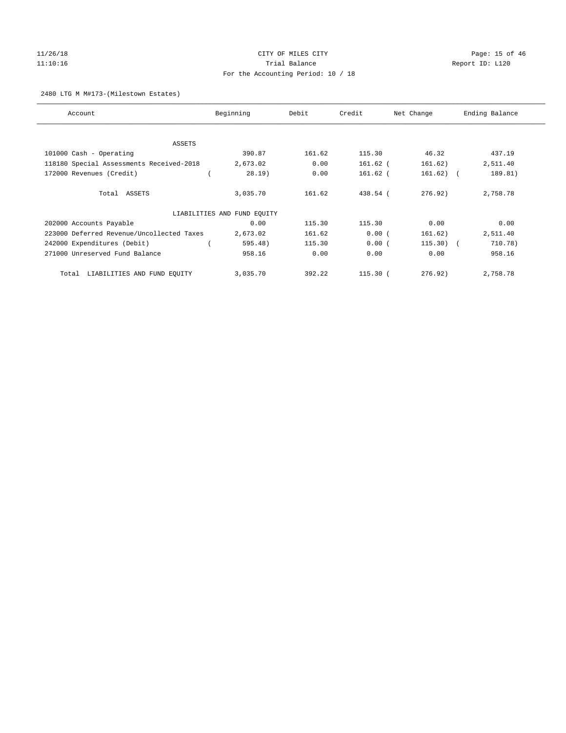CITY OF MILES CITY
Trial Balance
For the Accounting Period: 10 / 18

11/26/18
11:10:16

Report ID: L120

2480 LTG M M#173-(Milestown Estates)

| Account | Beginning | Debit | Credit | Net Change | Ending Balance |
|---|---|---|---|---|---|
| **ASSETS** | | | | | |
| 101000 Cash - Operating | 390.87 | 161.62 | 115.30 | 46.32 | 437.19 |
| 118180 Special Assessments Received-2018 | 2,673.02 | 0.00 | 161.62 | (161.62) | 2,511.40 |
| 172000 Revenues (Credit) | (28.19) | 0.00 | 161.62 | (161.62) | (189.81) |
| Total ASSETS | 3,035.70 | 161.62 | 438.54 | (276.92) | 2,758.78 |
| **LIABILITIES AND FUND EQUITY** | | | | | |
| 202000 Accounts Payable | 0.00 | 115.30 | 115.30 | 0.00 | 0.00 |
| 223000 Deferred Revenue/Uncollected Taxes | 2,673.02 | 161.62 | 0.00 | (161.62) | 2,511.40 |
| 242000 Expenditures (Debit) | (595.48) | 115.30 | 0.00 | (115.30) | (710.78) |
| 271000 Unreserved Fund Balance | 958.16 | 0.00 | 0.00 | 0.00 | 958.16 |
| Total LIABILITIES AND FUND EQUITY | 3,035.70 | 392.22 | 115.30 | (276.92) | 2,758.78 |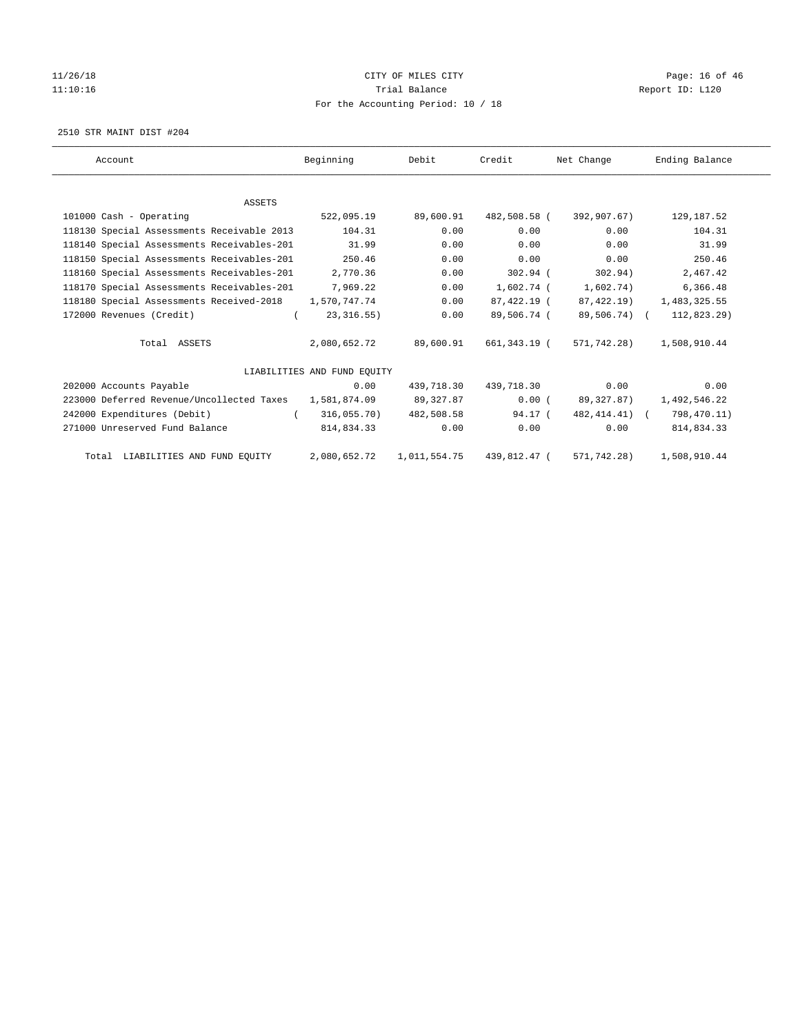CITY OF MILES CITY
Trial Balance
For the Accounting Period: 10 / 18

2510 STR MAINT DIST #204

| Account | Beginning | Debit | Credit | Net Change | Ending Balance |
|---|---|---|---|---|---|
| ASSETS | | | | | |
| 101000 Cash - Operating | 522,095.19 | 89,600.91 | 482,508.58 | (392,907.67) | 129,187.52 |
| 118130 Special Assessments Receivable 2013 | 104.31 | 0.00 | 0.00 | 0.00 | 104.31 |
| 118140 Special Assessments Receivables-201 | 31.99 | 0.00 | 0.00 | 0.00 | 31.99 |
| 118150 Special Assessments Receivables-201 | 250.46 | 0.00 | 0.00 | 0.00 | 250.46 |
| 118160 Special Assessments Receivables-201 | 2,770.36 | 0.00 | 302.94 | (302.94) | 2,467.42 |
| 118170 Special Assessments Receivables-201 | 7,969.22 | 0.00 | 1,602.74 | (1,602.74) | 6,366.48 |
| 118180 Special Assessments Received-2018 | 1,570,747.74 | 0.00 | 87,422.19 | (87,422.19) | 1,483,325.55 |
| 172000 Revenues (Credit) | (23,316.55) | 0.00 | 89,506.74 | (89,506.74) | (112,823.29) |
| Total ASSETS | 2,080,652.72 | 89,600.91 | 661,343.19 | (571,742.28) | 1,508,910.44 |
| LIABILITIES AND FUND EQUITY | | | | | |
| 202000 Accounts Payable | 0.00 | 439,718.30 | 439,718.30 | 0.00 | 0.00 |
| 223000 Deferred Revenue/Uncollected Taxes | 1,581,874.09 | 89,327.87 | 0.00 | (89,327.87) | 1,492,546.22 |
| 242000 Expenditures (Debit) | (316,055.70) | 482,508.58 | 94.17 | (482,414.41) | (798,470.11) |
| 271000 Unreserved Fund Balance | 814,834.33 | 0.00 | 0.00 | 0.00 | 814,834.33 |
| Total LIABILITIES AND FUND EQUITY | 2,080,652.72 | 1,011,554.75 | 439,812.47 | (571,742.28) | 1,508,910.44 |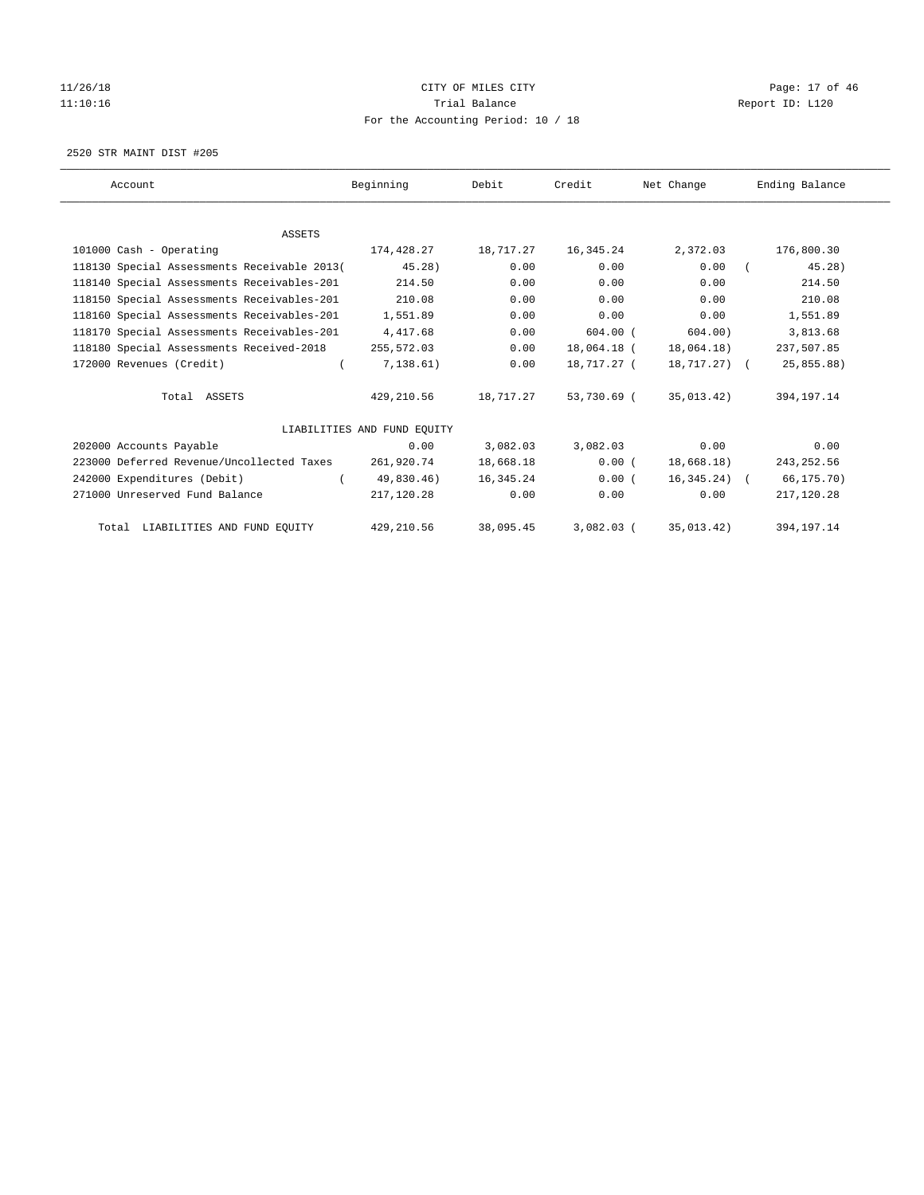11/26/18 CITY OF MILES CITY
11:10:16 Trial Balance Report ID: L120
For the Accounting Period: 10 / 18

2520 STR MAINT DIST #205

| Account | Beginning | Debit | Credit | Net Change | Ending Balance |
|---|---|---|---|---|---|
| ASSETS | | | | | |
| 101000 Cash - Operating | 174,428.27 | 18,717.27 | 16,345.24 | 2,372.03 | 176,800.30 |
| 118130 Special Assessments Receivable 2013 | ( 45.28) | 0.00 | 0.00 | 0.00 | ( 45.28) |
| 118140 Special Assessments Receivables-201 | 214.50 | 0.00 | 0.00 | 0.00 | 214.50 |
| 118150 Special Assessments Receivables-201 | 210.08 | 0.00 | 0.00 | 0.00 | 210.08 |
| 118160 Special Assessments Receivables-201 | 1,551.89 | 0.00 | 0.00 | 0.00 | 1,551.89 |
| 118170 Special Assessments Receivables-201 | 4,417.68 | 0.00 | 604.00 | ( 604.00) | 3,813.68 |
| 118180 Special Assessments Received-2018 | 255,572.03 | 0.00 | 18,064.18 | ( 18,064.18) | 237,507.85 |
| 172000 Revenues (Credit) | ( 7,138.61) | 0.00 | 18,717.27 | ( 18,717.27) | ( 25,855.88) |
| Total ASSETS | 429,210.56 | 18,717.27 | 53,730.69 | ( 35,013.42) | 394,197.14 |
| LIABILITIES AND FUND EQUITY | | | | | |
| 202000 Accounts Payable | 0.00 | 3,082.03 | 3,082.03 | 0.00 | 0.00 |
| 223000 Deferred Revenue/Uncollected Taxes | 261,920.74 | 18,668.18 | 0.00 | ( 18,668.18) | 243,252.56 |
| 242000 Expenditures (Debit) | ( 49,830.46) | 16,345.24 | 0.00 | ( 16,345.24) | ( 66,175.70) |
| 271000 Unreserved Fund Balance | 217,120.28 | 0.00 | 0.00 | 0.00 | 217,120.28 |
| Total LIABILITIES AND FUND EQUITY | 429,210.56 | 38,095.45 | 3,082.03 | ( 35,013.42) | 394,197.14 |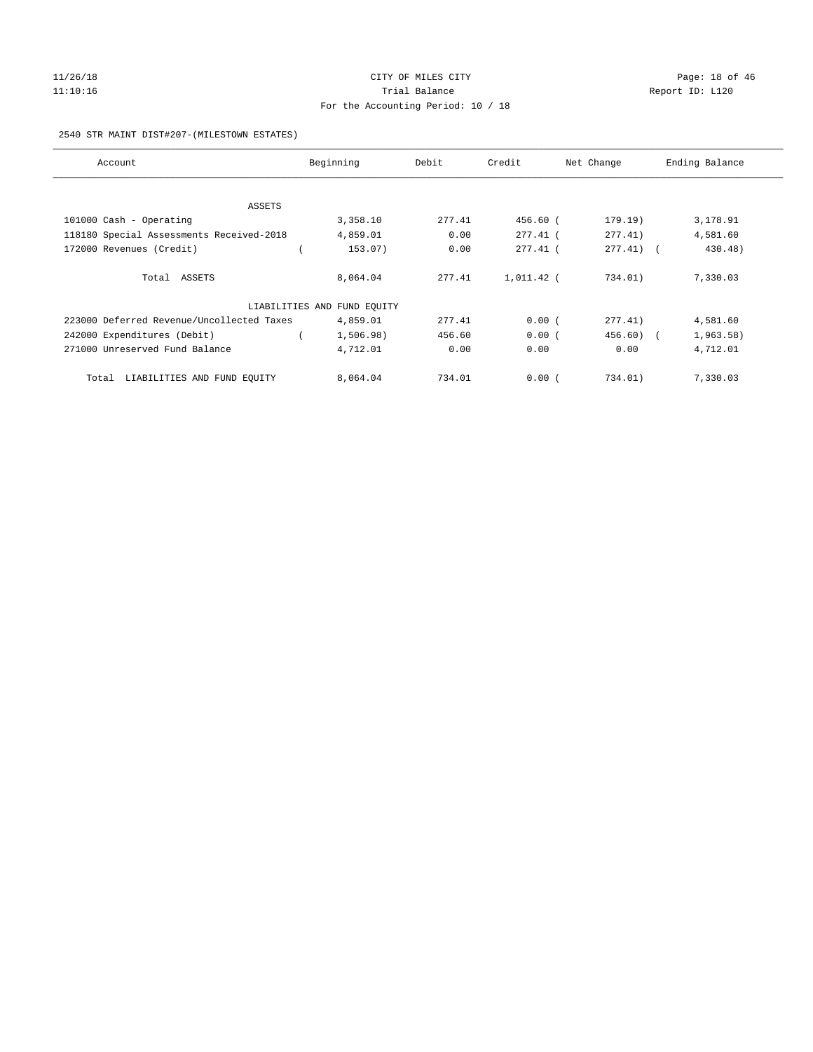CITY OF MILES CITY

Trial Balance

For the Accounting Period: 10 / 18

2540 STR MAINT DIST#207-(MILESTOWN ESTATES)

| Account | Beginning | Debit | Credit | Net Change | Ending Balance |
|---|---|---|---|---|---|
| ASSETS | | | | | |
| 101000 Cash - Operating | 3,358.10 | 277.41 | 456.60 | ( 179.19) | 3,178.91 |
| 118180 Special Assessments Received-2018 | 4,859.01 | 0.00 | 277.41 | ( 277.41) | 4,581.60 |
| 172000 Revenues (Credit) | ( 153.07) | 0.00 | 277.41 | ( 277.41) | ( 430.48) |
| Total ASSETS | 8,064.04 | 277.41 | 1,011.42 | ( 734.01) | 7,330.03 |
| LIABILITIES AND FUND EQUITY | | | | | |
| 223000 Deferred Revenue/Uncollected Taxes | 4,859.01 | 277.41 | 0.00 | ( 277.41) | 4,581.60 |
| 242000 Expenditures (Debit) | ( 1,506.98) | 456.60 | 0.00 | ( 456.60) | ( 1,963.58) |
| 271000 Unreserved Fund Balance | 4,712.01 | 0.00 | 0.00 | 0.00 | 4,712.01 |
| Total LIABILITIES AND FUND EQUITY | 8,064.04 | 734.01 | 0.00 | ( 734.01) | 7,330.03 |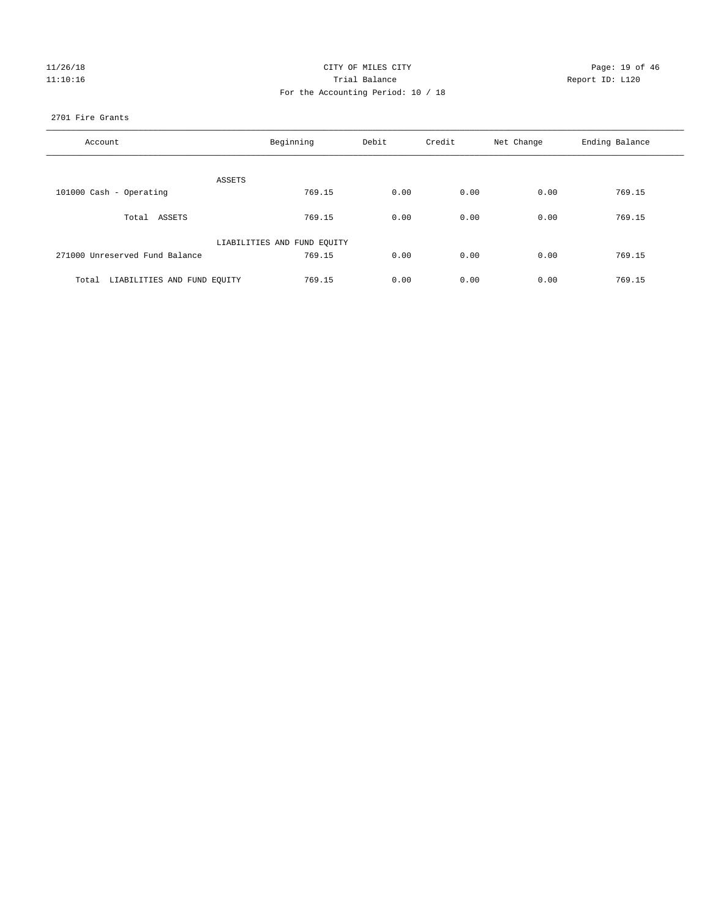CITY OF MILES CITY
Trial Balance
For the Accounting Period: 10 / 18

11/26/18
11:10:16

Report ID: L120

2701 Fire Grants

| Account | Beginning | Debit | Credit | Net Change | Ending Balance |
|---|---|---|---|---|---|
| ASSETS | | | | | |
| 101000 Cash - Operating | 769.15 | 0.00 | 0.00 | 0.00 | 769.15 |
| Total ASSETS | 769.15 | 0.00 | 0.00 | 0.00 | 769.15 |
| LIABILITIES AND FUND EQUITY | | | | | |
| 271000 Unreserved Fund Balance | 769.15 | 0.00 | 0.00 | 0.00 | 769.15 |
| Total LIABILITIES AND FUND EQUITY | 769.15 | 0.00 | 0.00 | 0.00 | 769.15 |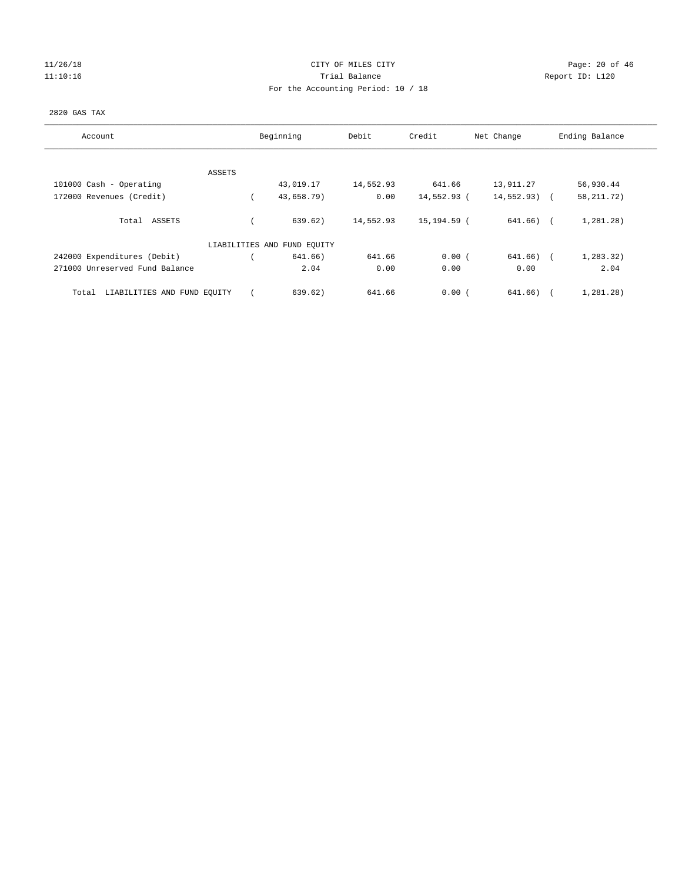CITY OF MILES CITY
Trial Balance
For the Accounting Period: 10 / 18

11/26/18 11:10:16 — Report ID: L120

2820 GAS TAX

| Account | Beginning | Debit | Credit | Net Change | Ending Balance |
|---|---|---|---|---|---|
| ASSETS | | | | | |
| 101000 Cash - Operating | 43,019.17 | 14,552.93 | 641.66 | 13,911.27 | 56,930.44 |
| 172000 Revenues (Credit) | ( 43,658.79) | 0.00 | 14,552.93 | ( 14,552.93) | ( 58,211.72) |
| Total ASSETS | ( 639.62) | 14,552.93 | 15,194.59 | ( 641.66) | ( 1,281.28) |
| LIABILITIES AND FUND EQUITY | | | | | |
| 242000 Expenditures (Debit) | ( 641.66) | 641.66 | 0.00 | ( 641.66) | ( 1,283.32) |
| 271000 Unreserved Fund Balance | 2.04 | 0.00 | 0.00 | 0.00 | 2.04 |
| Total LIABILITIES AND FUND EQUITY | ( 639.62) | 641.66 | 0.00 | ( 641.66) | ( 1,281.28) |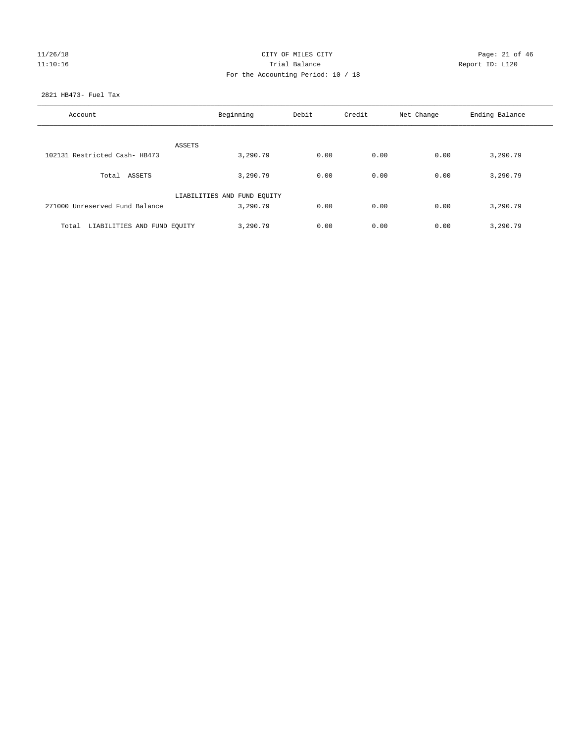CITY OF MILES CITY

Trial Balance

For the Accounting Period: 10 / 18

11/26/18
11:10:16

Report ID: L120

2821 HB473- Fuel Tax

| Account | Beginning | Debit | Credit | Net Change | Ending Balance |
|---|---|---|---|---|---|
| ASSETS | | | | | |
| 102131 Restricted Cash- HB473 | 3,290.79 | 0.00 | 0.00 | 0.00 | 3,290.79 |
| Total ASSETS | 3,290.79 | 0.00 | 0.00 | 0.00 | 3,290.79 |
| LIABILITIES AND FUND EQUITY | | | | | |
| 271000 Unreserved Fund Balance | 3,290.79 | 0.00 | 0.00 | 0.00 | 3,290.79 |
| Total LIABILITIES AND FUND EQUITY | 3,290.79 | 0.00 | 0.00 | 0.00 | 3,290.79 |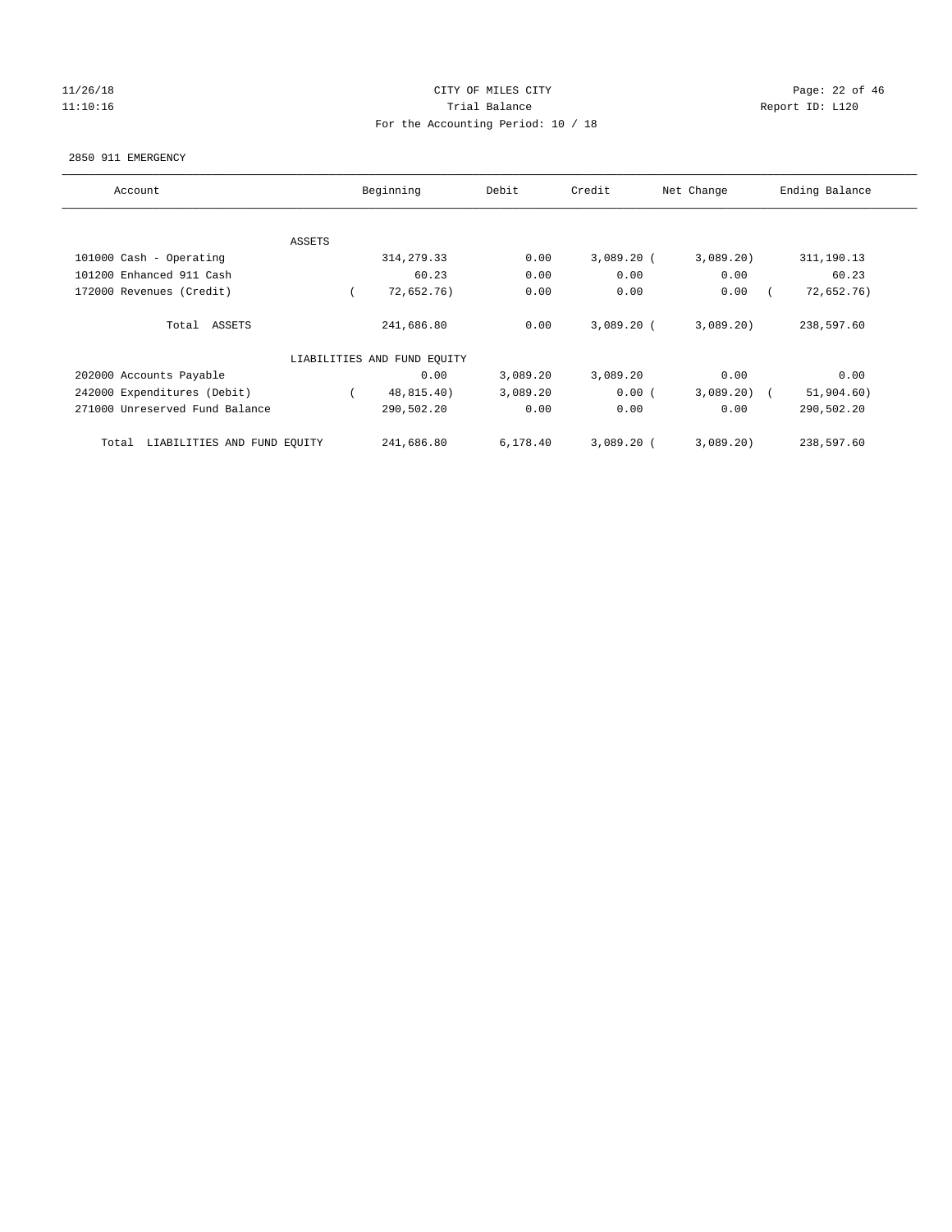CITY OF MILES CITY
Trial Balance
For the Accounting Period: 10 / 18

11/26/18
11:10:16

Report ID: L120

2850 911 EMERGENCY

| Account | Beginning | Debit | Credit | Net Change | Ending Balance |
|---|---|---|---|---|---|
| ASSETS | | | | | |
| 101000 Cash - Operating | 314,279.33 | 0.00 | 3,089.20 | (3,089.20) | 311,190.13 |
| 101200 Enhanced 911 Cash | 60.23 | 0.00 | 0.00 | 0.00 | 60.23 |
| 172000 Revenues (Credit) | (72,652.76) | 0.00 | 0.00 | 0.00 | (72,652.76) |
| Total ASSETS | 241,686.80 | 0.00 | 3,089.20 | (3,089.20) | 238,597.60 |
| LIABILITIES AND FUND EQUITY | | | | | |
| 202000 Accounts Payable | 0.00 | 3,089.20 | 3,089.20 | 0.00 | 0.00 |
| 242000 Expenditures (Debit) | (48,815.40) | 3,089.20 | 0.00 | (3,089.20) | (51,904.60) |
| 271000 Unreserved Fund Balance | 290,502.20 | 0.00 | 0.00 | 0.00 | 290,502.20 |
| Total LIABILITIES AND FUND EQUITY | 241,686.80 | 6,178.40 | 3,089.20 | (3,089.20) | 238,597.60 |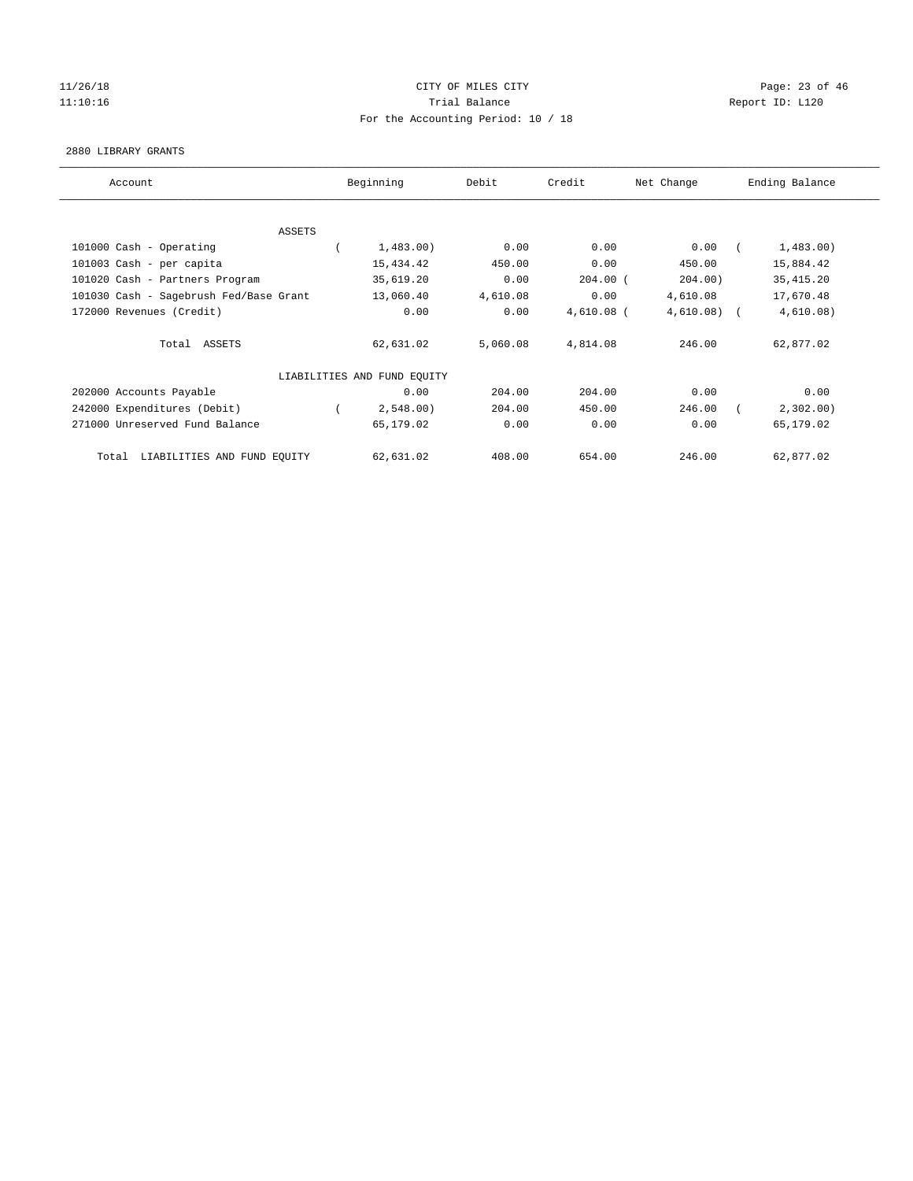CITY OF MILES CITY

Trial Balance

For the Accounting Period: 10 / 18

11/26/18
11:10:16

Report ID: L120

2880 LIBRARY GRANTS

| Account | Beginning | Debit | Credit | Net Change | Ending Balance |
|---|---|---|---|---|---|
| ASSETS | | | | | |
| 101000 Cash - Operating | ( 1,483.00) | 0.00 | 0.00 | 0.00 | ( 1,483.00) |
| 101003 Cash - per capita | 15,434.42 | 450.00 | 0.00 | 450.00 | 15,884.42 |
| 101020 Cash - Partners Program | 35,619.20 | 0.00 | 204.00 | ( 204.00) | 35,415.20 |
| 101030 Cash - Sagebrush Fed/Base Grant | 13,060.40 | 4,610.08 | 0.00 | 4,610.08 | 17,670.48 |
| 172000 Revenues (Credit) | 0.00 | 0.00 | 4,610.08 | ( 4,610.08) | ( 4,610.08) |
| Total ASSETS | 62,631.02 | 5,060.08 | 4,814.08 | 246.00 | 62,877.02 |
| LIABILITIES AND FUND EQUITY | | | | | |
| 202000 Accounts Payable | 0.00 | 204.00 | 204.00 | 0.00 | 0.00 |
| 242000 Expenditures (Debit) | ( 2,548.00) | 204.00 | 450.00 | 246.00 | ( 2,302.00) |
| 271000 Unreserved Fund Balance | 65,179.02 | 0.00 | 0.00 | 0.00 | 65,179.02 |
| Total LIABILITIES AND FUND EQUITY | 62,631.02 | 408.00 | 654.00 | 246.00 | 62,877.02 |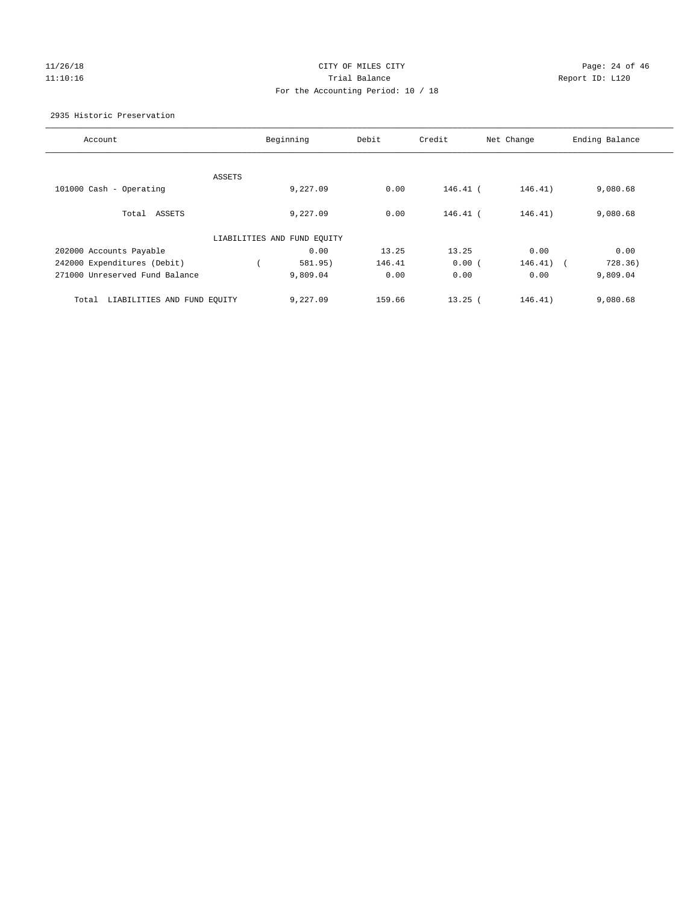CITY OF MILES CITY
Trial Balance
For the Accounting Period: 10 / 18

11/26/18
11:10:16

Report ID: L120

2935 Historic Preservation

| Account | Beginning | Debit | Credit | Net Change | Ending Balance |
|---|---|---|---|---|---|
| ASSETS | | | | | |
| 101000 Cash - Operating | 9,227.09 | 0.00 | 146.41 | ( 146.41) | 9,080.68 |
| Total ASSETS | 9,227.09 | 0.00 | 146.41 | ( 146.41) | 9,080.68 |
| LIABILITIES AND FUND EQUITY | | | | | |
| 202000 Accounts Payable | 0.00 | 13.25 | 13.25 | 0.00 | 0.00 |
| 242000 Expenditures (Debit) | ( 581.95) | 146.41 | 0.00 | ( 146.41) | ( 728.36) |
| 271000 Unreserved Fund Balance | 9,809.04 | 0.00 | 0.00 | 0.00 | 9,809.04 |
| Total LIABILITIES AND FUND EQUITY | 9,227.09 | 159.66 | 13.25 | ( 146.41) | 9,080.68 |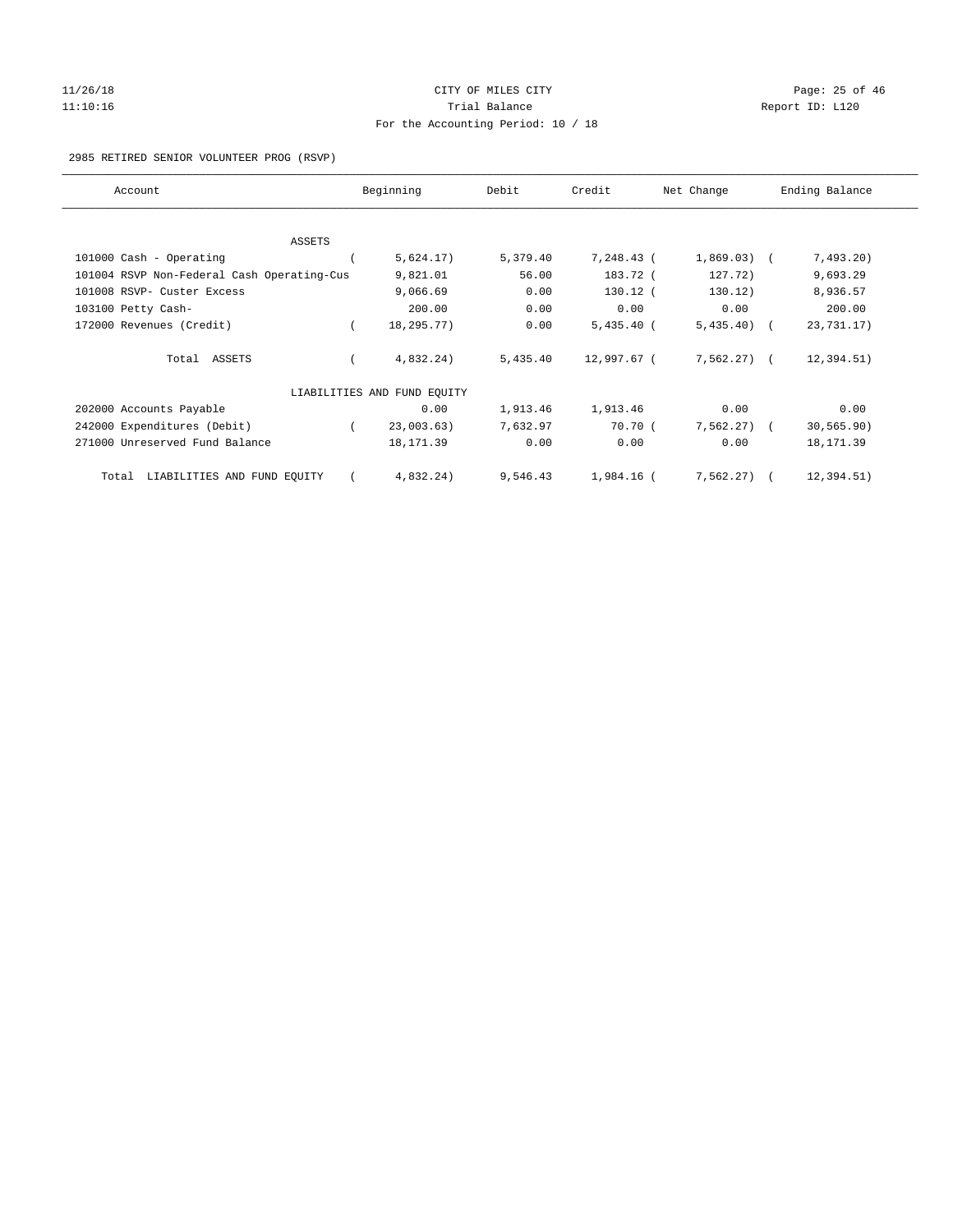CITY OF MILES CITY
Trial Balance
For the Accounting Period: 10 / 18

11/26/18
11:10:16

Report ID: L120

2985 RETIRED SENIOR VOLUNTEER PROG (RSVP)

| Account | Beginning | Debit | Credit | Net Change | Ending Balance |
|---|---|---|---|---|---|
| ASSETS | | | | | |
| 101000 Cash - Operating | ( 5,624.17) | 5,379.40 | 7,248.43 | ( 1,869.03) | ( 7,493.20) |
| 101004 RSVP Non-Federal Cash Operating-Cus | 9,821.01 | 56.00 | 183.72 | ( 127.72) | 9,693.29 |
| 101008 RSVP- Custer Excess | 9,066.69 | 0.00 | 130.12 | ( 130.12) | 8,936.57 |
| 103100 Petty Cash- | 200.00 | 0.00 | 0.00 | 0.00 | 200.00 |
| 172000 Revenues (Credit) | ( 18,295.77) | 0.00 | 5,435.40 | ( 5,435.40) | ( 23,731.17) |
| Total ASSETS | ( 4,832.24) | 5,435.40 | 12,997.67 | ( 7,562.27) | ( 12,394.51) |
| LIABILITIES AND FUND EQUITY | | | | | |
| 202000 Accounts Payable | 0.00 | 1,913.46 | 1,913.46 | 0.00 | 0.00 |
| 242000 Expenditures (Debit) | ( 23,003.63) | 7,632.97 | 70.70 | ( 7,562.27) | ( 30,565.90) |
| 271000 Unreserved Fund Balance | 18,171.39 | 0.00 | 0.00 | 0.00 | 18,171.39 |
| Total LIABILITIES AND FUND EQUITY | ( 4,832.24) | 9,546.43 | 1,984.16 | ( 7,562.27) | ( 12,394.51) |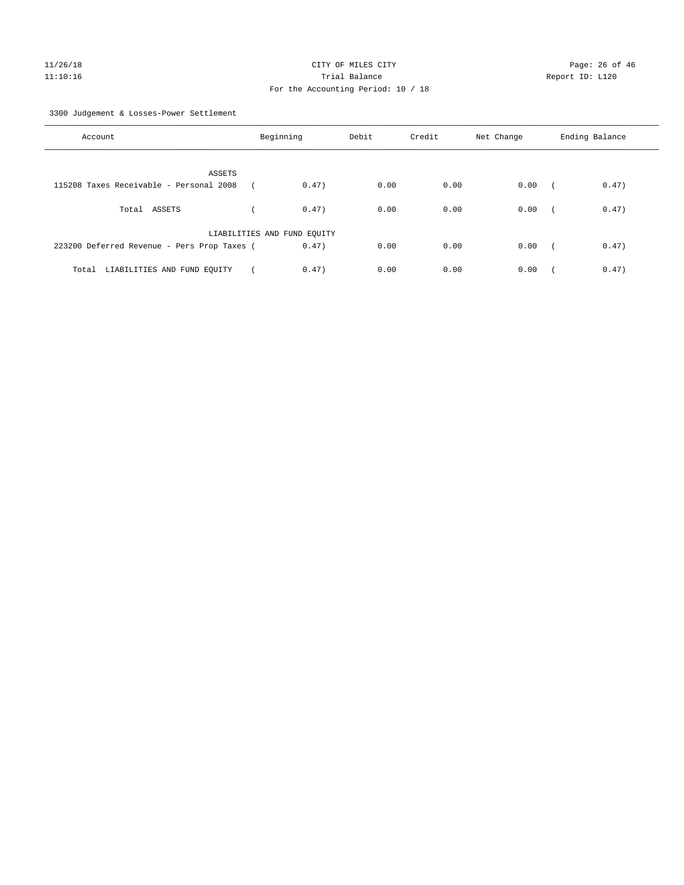CITY OF MILES CITY
Trial Balance
For the Accounting Period: 10 / 18

11/26/18
11:10:16

Page: 26 of 46
Report ID: L120

3300 Judgement & Losses-Power Settlement

| Account | Beginning | Debit | Credit | Net Change | Ending Balance |
|---|---|---|---|---|---|
| ASSETS | | | | | |
| 115208 Taxes Receivable - Personal 2008 | ( 0.47) | 0.00 | 0.00 | 0.00 | ( 0.47) |
| Total ASSETS | ( 0.47) | 0.00 | 0.00 | 0.00 | ( 0.47) |
| LIABILITIES AND FUND EQUITY | | | | | |
| 223200 Deferred Revenue - Pers Prop Taxes | ( 0.47) | 0.00 | 0.00 | 0.00 | ( 0.47) |
| Total LIABILITIES AND FUND EQUITY | ( 0.47) | 0.00 | 0.00 | 0.00 | ( 0.47) |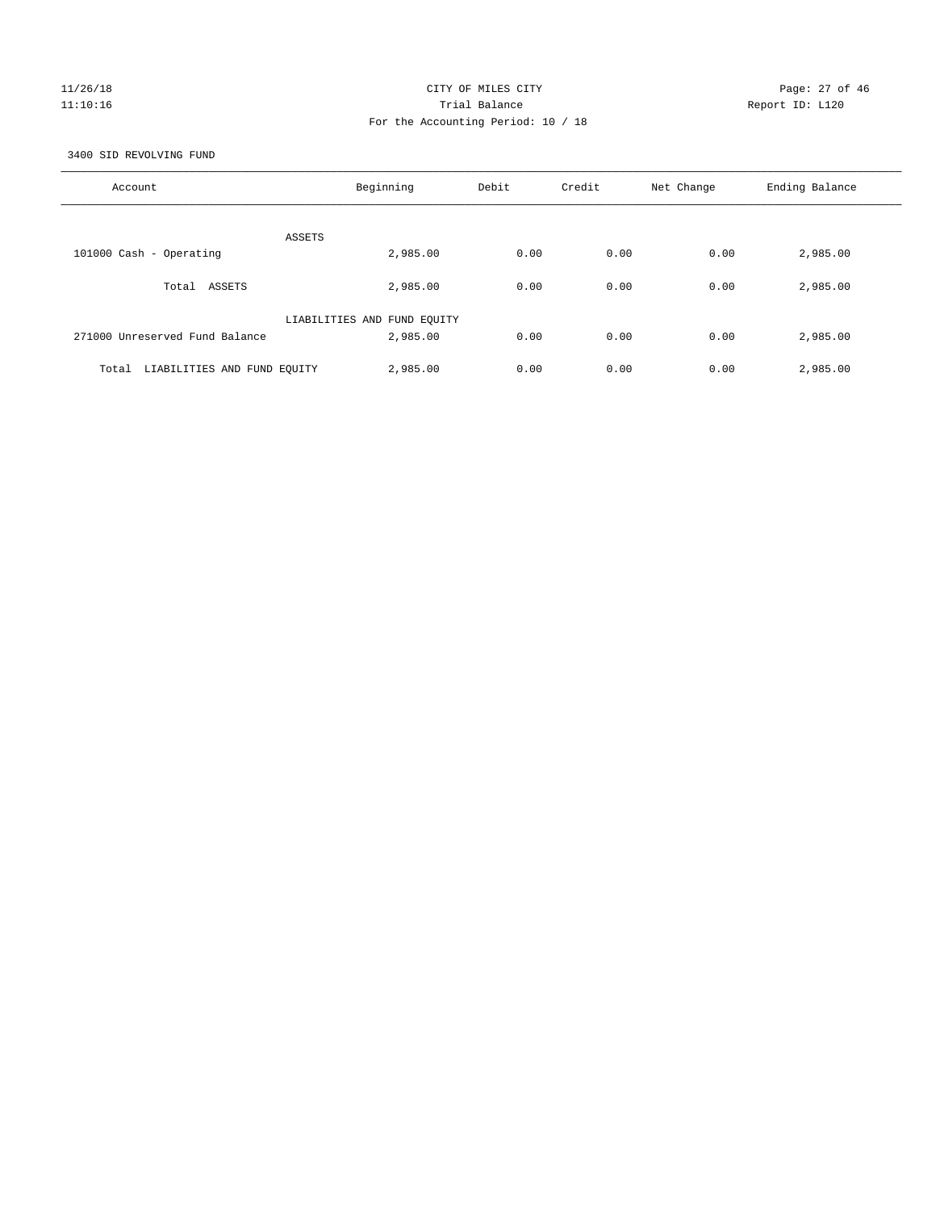CITY OF MILES CITY

Trial Balance

For the Accounting Period: 10 / 18

11/26/18 11:10:16 Report ID: L120

3400 SID REVOLVING FUND

| Account | Beginning | Debit | Credit | Net Change | Ending Balance |
|---|---|---|---|---|---|
| ASSETS | | | | | |
| 101000 Cash - Operating | 2,985.00 | 0.00 | 0.00 | 0.00 | 2,985.00 |
| Total ASSETS | 2,985.00 | 0.00 | 0.00 | 0.00 | 2,985.00 |
| LIABILITIES AND FUND EQUITY | | | | | |
| 271000 Unreserved Fund Balance | 2,985.00 | 0.00 | 0.00 | 0.00 | 2,985.00 |
| Total LIABILITIES AND FUND EQUITY | 2,985.00 | 0.00 | 0.00 | 0.00 | 2,985.00 |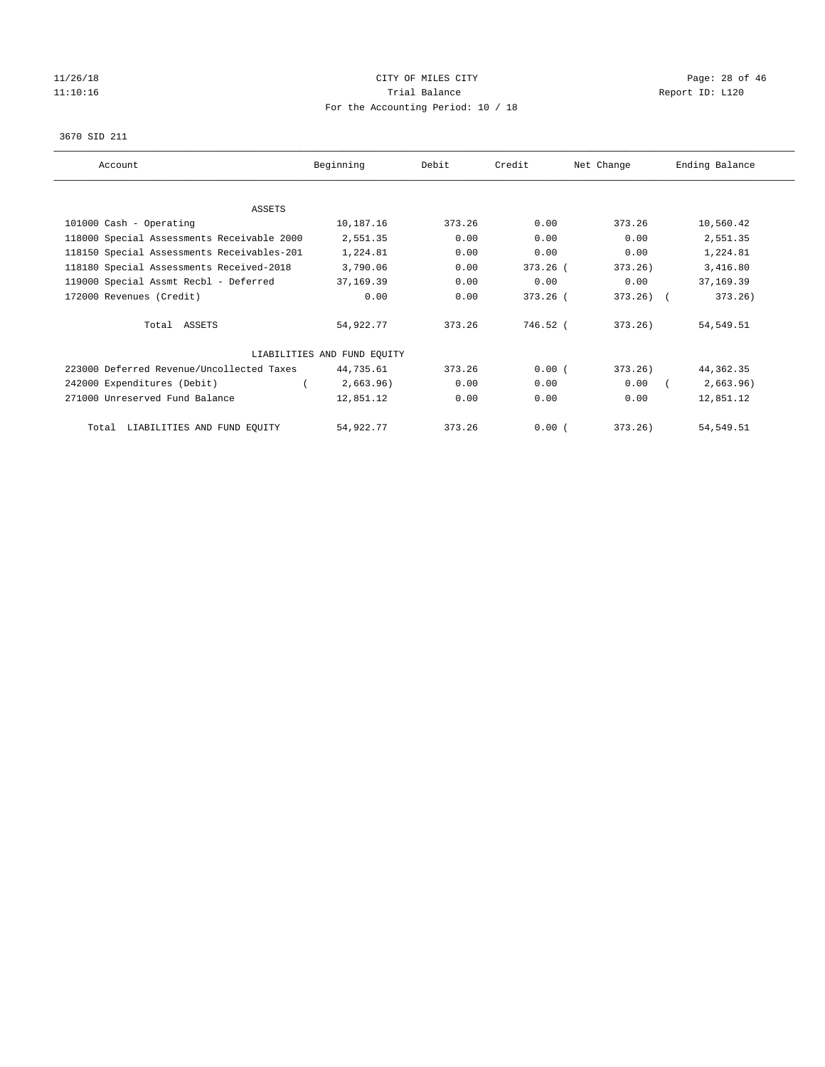# CITY OF MILES CITY

Trial Balance

For the Accounting Period: 10 / 18

3670 SID 211

| Account | Beginning | Debit | Credit | Net Change | Ending Balance |
|---|---|---|---|---|---|
| ASSETS | | | | | |
| 101000 Cash - Operating | 10,187.16 | 373.26 | 0.00 | 373.26 | 10,560.42 |
| 118000 Special Assessments Receivable 2000 | 2,551.35 | 0.00 | 0.00 | 0.00 | 2,551.35 |
| 118150 Special Assessments Receivables-201 | 1,224.81 | 0.00 | 0.00 | 0.00 | 1,224.81 |
| 118180 Special Assessments Received-2018 | 3,790.06 | 0.00 | 373.26 | ( 373.26) | 3,416.80 |
| 119000 Special Assmt Recbl - Deferred | 37,169.39 | 0.00 | 0.00 | 0.00 | 37,169.39 |
| 172000 Revenues (Credit) | 0.00 | 0.00 | 373.26 | ( 373.26) | ( 373.26) |
| Total ASSETS | 54,922.77 | 373.26 | 746.52 | ( 373.26) | 54,549.51 |
| LIABILITIES AND FUND EQUITY | | | | | |
| 223000 Deferred Revenue/Uncollected Taxes | 44,735.61 | 373.26 | 0.00 | ( 373.26) | 44,362.35 |
| 242000 Expenditures (Debit) | ( 2,663.96) | 0.00 | 0.00 | 0.00 | ( 2,663.96) |
| 271000 Unreserved Fund Balance | 12,851.12 | 0.00 | 0.00 | 0.00 | 12,851.12 |
| Total LIABILITIES AND FUND EQUITY | 54,922.77 | 373.26 | 0.00 | ( 373.26) | 54,549.51 |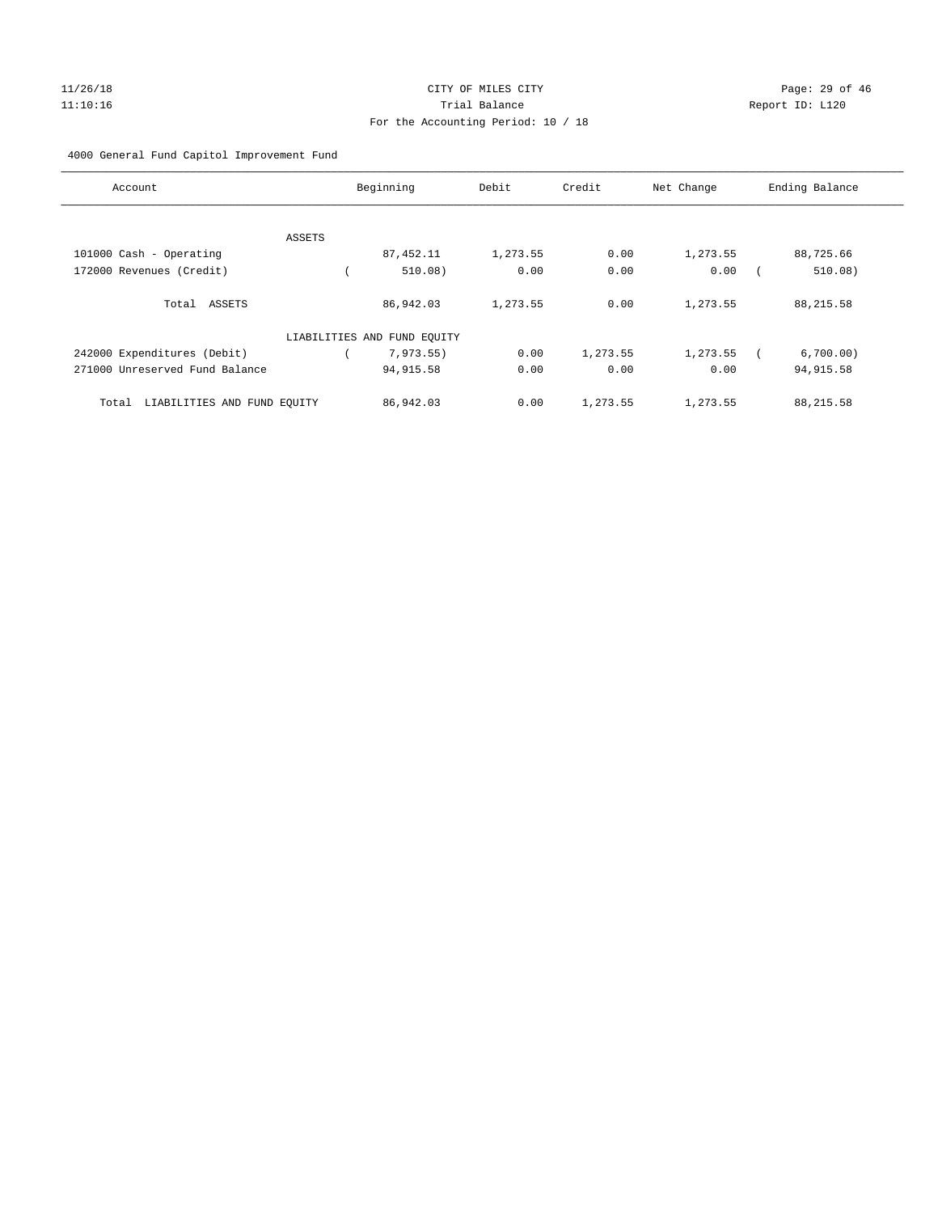CITY OF MILES CITY
Trial Balance
For the Accounting Period: 10 / 18

11/26/18
11:10:16

Report ID: L120

4000 General Fund Capitol Improvement Fund

| Account | Beginning | Debit | Credit | Net Change | Ending Balance |
|---|---|---|---|---|---|
| ASSETS | | | | | |
| 101000 Cash - Operating | 87,452.11 | 1,273.55 | 0.00 | 1,273.55 | 88,725.66 |
| 172000 Revenues (Credit) | ( 510.08) | 0.00 | 0.00 | 0.00 | ( 510.08) |
| Total ASSETS | 86,942.03 | 1,273.55 | 0.00 | 1,273.55 | 88,215.58 |
| LIABILITIES AND FUND EQUITY | | | | | |
| 242000 Expenditures (Debit) | ( 7,973.55) | 0.00 | 1,273.55 | 1,273.55 | ( 6,700.00) |
| 271000 Unreserved Fund Balance | 94,915.58 | 0.00 | 0.00 | 0.00 | 94,915.58 |
| Total LIABILITIES AND FUND EQUITY | 86,942.03 | 0.00 | 1,273.55 | 1,273.55 | 88,215.58 |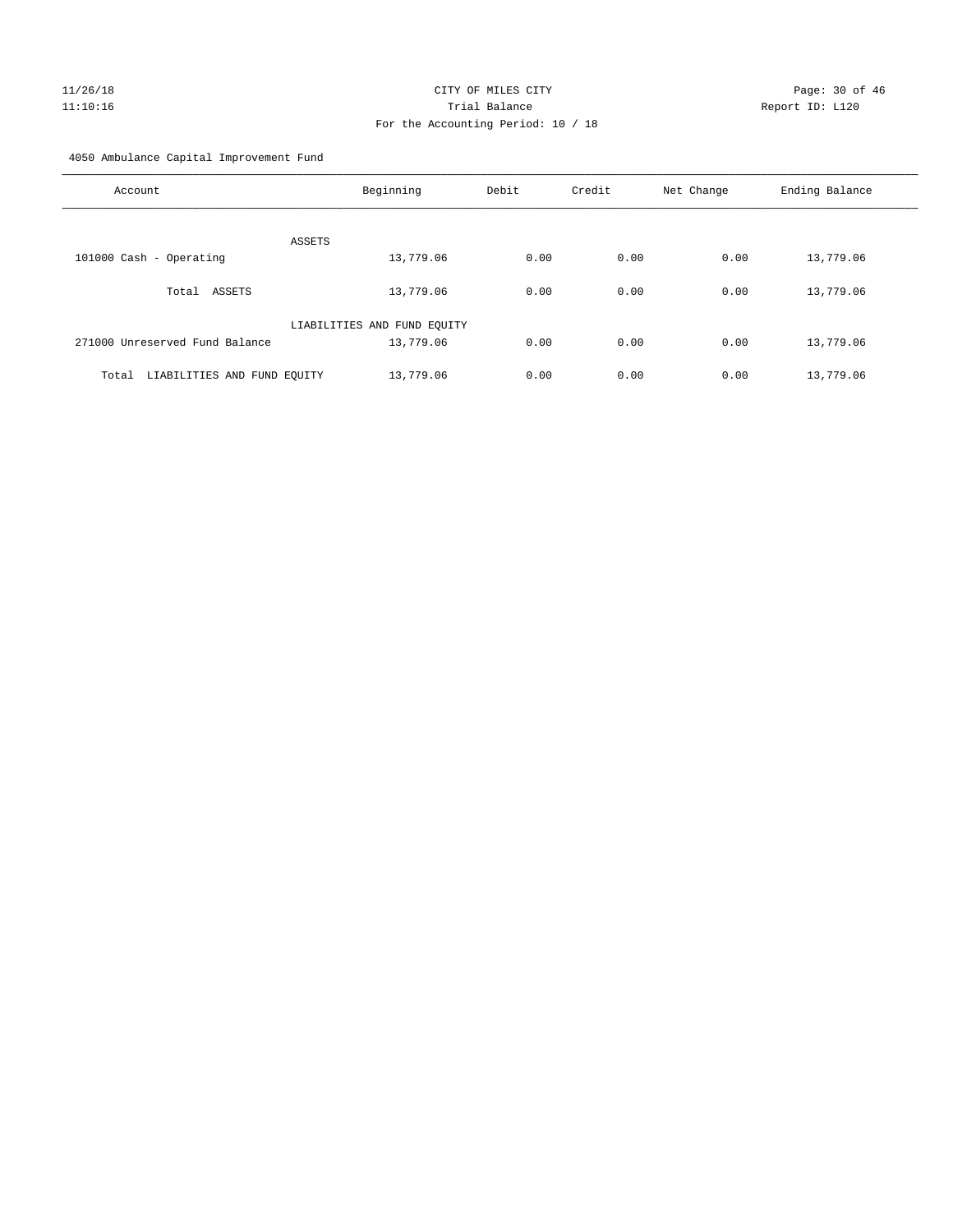CITY OF MILES CITY

Trial Balance

For the Accounting Period: 10 / 18

4050 Ambulance Capital Improvement Fund

| Account | Beginning | Debit | Credit | Net Change | Ending Balance |
|---|---|---|---|---|---|
| ASSETS | | | | | |
| 101000 Cash - Operating | 13,779.06 | 0.00 | 0.00 | 0.00 | 13,779.06 |
| Total ASSETS | 13,779.06 | 0.00 | 0.00 | 0.00 | 13,779.06 |
| LIABILITIES AND FUND EQUITY | | | | | |
| 271000 Unreserved Fund Balance | 13,779.06 | 0.00 | 0.00 | 0.00 | 13,779.06 |
| Total LIABILITIES AND FUND EQUITY | 13,779.06 | 0.00 | 0.00 | 0.00 | 13,779.06 |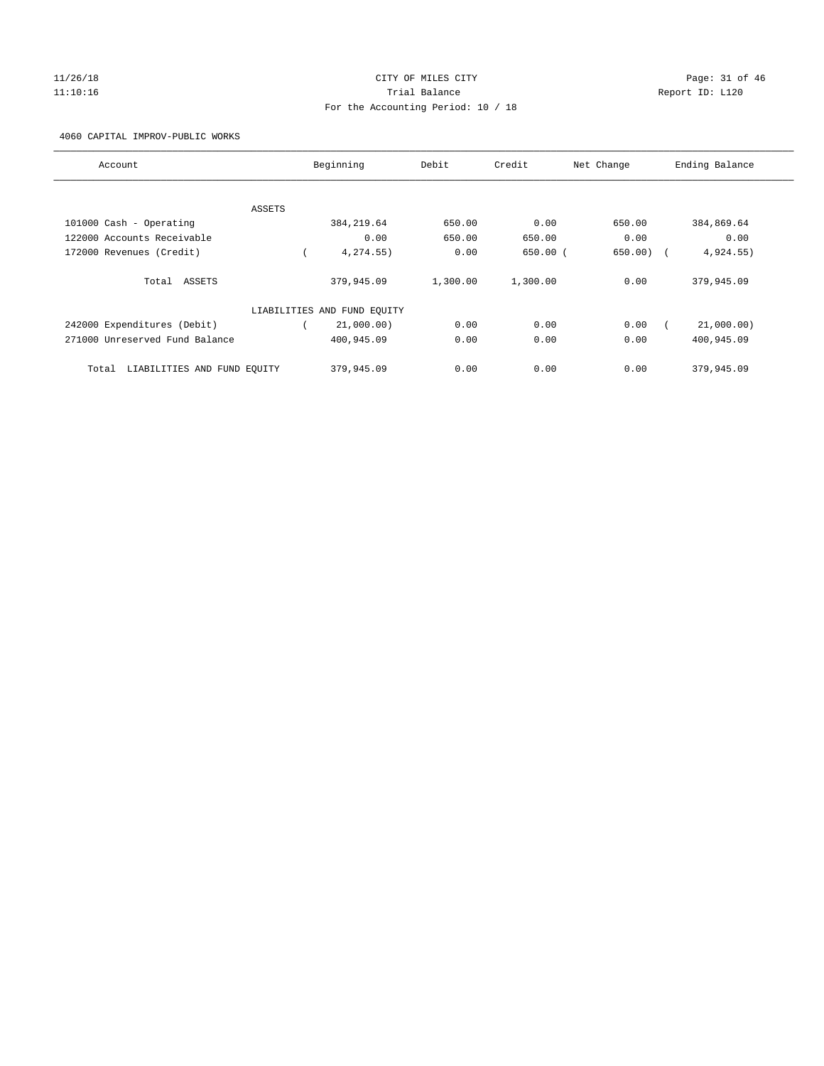CITY OF MILES CITY

Trial Balance

For the Accounting Period: 10 / 18

4060 CAPITAL IMPROV-PUBLIC WORKS

| Account | Beginning | Debit | Credit | Net Change | Ending Balance |
|---|---|---|---|---|---|
| ASSETS | | | | | |
| 101000 Cash - Operating | 384,219.64 | 650.00 | 0.00 | 650.00 | 384,869.64 |
| 122000 Accounts Receivable | 0.00 | 650.00 | 650.00 | 0.00 | 0.00 |
| 172000 Revenues (Credit) | ( 4,274.55) | 0.00 | 650.00 | ( 650.00) | ( 4,924.55) |
| Total ASSETS | 379,945.09 | 1,300.00 | 1,300.00 | 0.00 | 379,945.09 |
| LIABILITIES AND FUND EQUITY | | | | | |
| 242000 Expenditures (Debit) | ( 21,000.00) | 0.00 | 0.00 | 0.00 | ( 21,000.00) |
| 271000 Unreserved Fund Balance | 400,945.09 | 0.00 | 0.00 | 0.00 | 400,945.09 |
| Total LIABILITIES AND FUND EQUITY | 379,945.09 | 0.00 | 0.00 | 0.00 | 379,945.09 |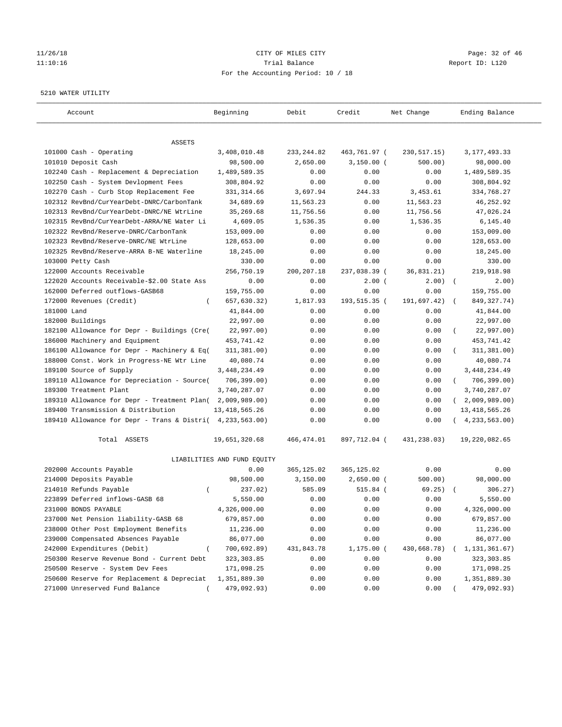# CITY OF MILES CITY

Trial Balance

For the Accounting Period: 10 / 18

11/26/18 11:10:16 — Report ID: L120

5210 WATER UTILITY

| Account | Beginning | Debit | Credit | Net Change | Ending Balance |
|---|---|---|---|---|---|
| ASSETS | | | | | |
| 101000 Cash - Operating | 3,408,010.48 | 233,244.82 | 463,761.97 | ( 230,517.15) | 3,177,493.33 |
| 101010 Deposit Cash | 98,500.00 | 2,650.00 | 3,150.00 | ( 500.00) | 98,000.00 |
| 102240 Cash - Replacement & Depreciation | 1,489,589.35 | 0.00 | 0.00 | 0.00 | 1,489,589.35 |
| 102250 Cash - System Devlopment Fees | 308,804.92 | 0.00 | 0.00 | 0.00 | 308,804.92 |
| 102270 Cash - Curb Stop Replacement Fee | 331,314.66 | 3,697.94 | 244.33 | 3,453.61 | 334,768.27 |
| 102312 RevBnd/CurYearDebt-DNRC/CarbonTank | 34,689.69 | 11,563.23 | 0.00 | 11,563.23 | 46,252.92 |
| 102313 RevBnd/CurYearDebt-DNRC/NE WtrLine | 35,269.68 | 11,756.56 | 0.00 | 11,756.56 | 47,026.24 |
| 102315 RevBnd/CurYearDebt-ARRA/NE Water Li | 4,609.05 | 1,536.35 | 0.00 | 1,536.35 | 6,145.40 |
| 102322 RevBnd/Reserve-DNRC/CarbonTank | 153,009.00 | 0.00 | 0.00 | 0.00 | 153,009.00 |
| 102323 RevBnd/Reserve-DNRC/NE WtrLine | 128,653.00 | 0.00 | 0.00 | 0.00 | 128,653.00 |
| 102325 RevBnd/Reserve-ARRA B-NE Waterline | 18,245.00 | 0.00 | 0.00 | 0.00 | 18,245.00 |
| 103000 Petty Cash | 330.00 | 0.00 | 0.00 | 0.00 | 330.00 |
| 122000 Accounts Receivable | 256,750.19 | 200,207.18 | 237,038.39 | ( 36,831.21) | 219,918.98 |
| 122020 Accounts Receivable-$2.00 State Ass | 0.00 | 0.00 | 2.00 | ( 2.00) | ( 2.00) |
| 162000 Deferred outflows-GASB68 | 159,755.00 | 0.00 | 0.00 | 0.00 | 159,755.00 |
| 172000 Revenues (Credit) | ( 657,630.32) | 1,817.93 | 193,515.35 | ( 191,697.42) | ( 849,327.74) |
| 181000 Land | 41,844.00 | 0.00 | 0.00 | 0.00 | 41,844.00 |
| 182000 Buildings | 22,997.00 | 0.00 | 0.00 | 0.00 | 22,997.00 |
| 182100 Allowance for Depr - Buildings (Cre( | 22,997.00) | 0.00 | 0.00 | 0.00 | ( 22,997.00) |
| 186000 Machinery and Equipment | 453,741.42 | 0.00 | 0.00 | 0.00 | 453,741.42 |
| 186100 Allowance for Depr - Machinery & Eq( | 311,381.00) | 0.00 | 0.00 | 0.00 | ( 311,381.00) |
| 188000 Const. Work in Progress-NE Wtr Line | 40,080.74 | 0.00 | 0.00 | 0.00 | 40,080.74 |
| 189100 Source of Supply | 3,448,234.49 | 0.00 | 0.00 | 0.00 | 3,448,234.49 |
| 189110 Allowance for Depreciation - Source( | 706,399.00) | 0.00 | 0.00 | 0.00 | ( 706,399.00) |
| 189300 Treatment Plant | 3,740,287.07 | 0.00 | 0.00 | 0.00 | 3,740,287.07 |
| 189310 Allowance for Depr - Treatment Plan( | 2,009,989.00) | 0.00 | 0.00 | 0.00 | ( 2,009,989.00) |
| 189400 Transmission & Distribution | 13,418,565.26 | 0.00 | 0.00 | 0.00 | 13,418,565.26 |
| 189410 Allowance for Depr - Trans & Distri( | 4,233,563.00) | 0.00 | 0.00 | 0.00 | ( 4,233,563.00) |
| Total ASSETS | 19,651,320.68 | 466,474.01 | 897,712.04 | ( 431,238.03) | 19,220,082.65 |
| LIABILITIES AND FUND EQUITY | | | | | |
| 202000 Accounts Payable | 0.00 | 365,125.02 | 365,125.02 | 0.00 | 0.00 |
| 214000 Deposits Payable | 98,500.00 | 3,150.00 | 2,650.00 | ( 500.00) | 98,000.00 |
| 214010 Refunds Payable | ( 237.02) | 585.09 | 515.84 | ( 69.25) | ( 306.27) |
| 223899 Deferred inflows-GASB 68 | 5,550.00 | 0.00 | 0.00 | 0.00 | 5,550.00 |
| 231000 BONDS PAYABLE | 4,326,000.00 | 0.00 | 0.00 | 0.00 | 4,326,000.00 |
| 237000 Net Pension liability-GASB 68 | 679,857.00 | 0.00 | 0.00 | 0.00 | 679,857.00 |
| 238000 Other Post Employment Benefits | 11,236.00 | 0.00 | 0.00 | 0.00 | 11,236.00 |
| 239000 Compensated Absences Payable | 86,077.00 | 0.00 | 0.00 | 0.00 | 86,077.00 |
| 242000 Expenditures (Debit) | ( 700,692.89) | 431,843.78 | 1,175.00 | ( 430,668.78) | ( 1,131,361.67) |
| 250300 Reserve Revenue Bond - Current Debt | 323,303.85 | 0.00 | 0.00 | 0.00 | 323,303.85 |
| 250500 Reserve - System Dev Fees | 171,098.25 | 0.00 | 0.00 | 0.00 | 171,098.25 |
| 250600 Reserve for Replacement & Depreciat | 1,351,889.30 | 0.00 | 0.00 | 0.00 | 1,351,889.30 |
| 271000 Unreserved Fund Balance | ( 479,092.93) | 0.00 | 0.00 | 0.00 | ( 479,092.93) |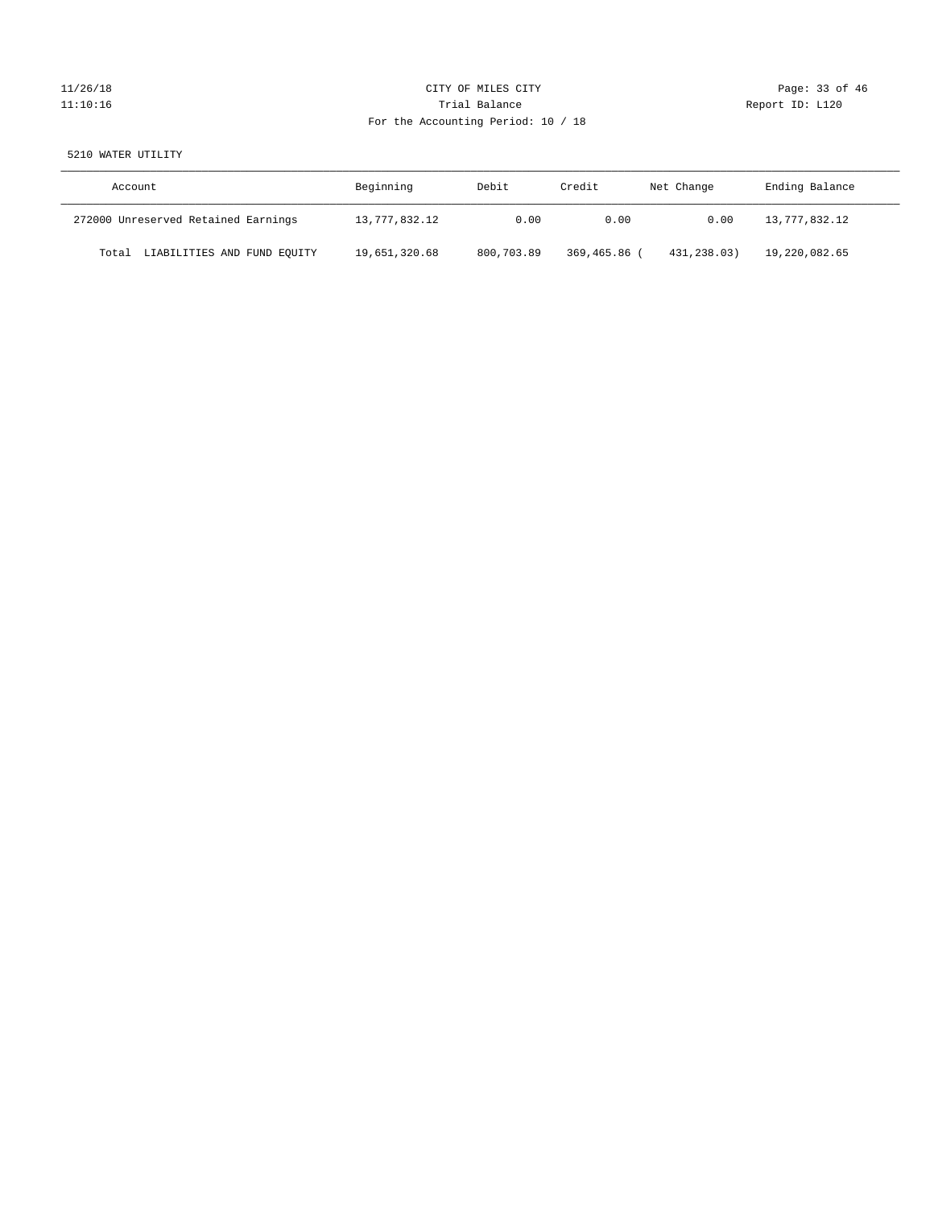CITY OF MILES CITY
Trial Balance
For the Accounting Period: 10 / 18

11/26/18
11:10:16

Report ID: L120

5210 WATER UTILITY

| Account | Beginning | Debit | Credit | Net Change | Ending Balance |
|---|---|---|---|---|---|
| 272000 Unreserved Retained Earnings | 13,777,832.12 | 0.00 | 0.00 | 0.00 | 13,777,832.12 |
| Total LIABILITIES AND FUND EQUITY | 19,651,320.68 | 800,703.89 | 369,465.86 | ( 431,238.03) | 19,220,082.65 |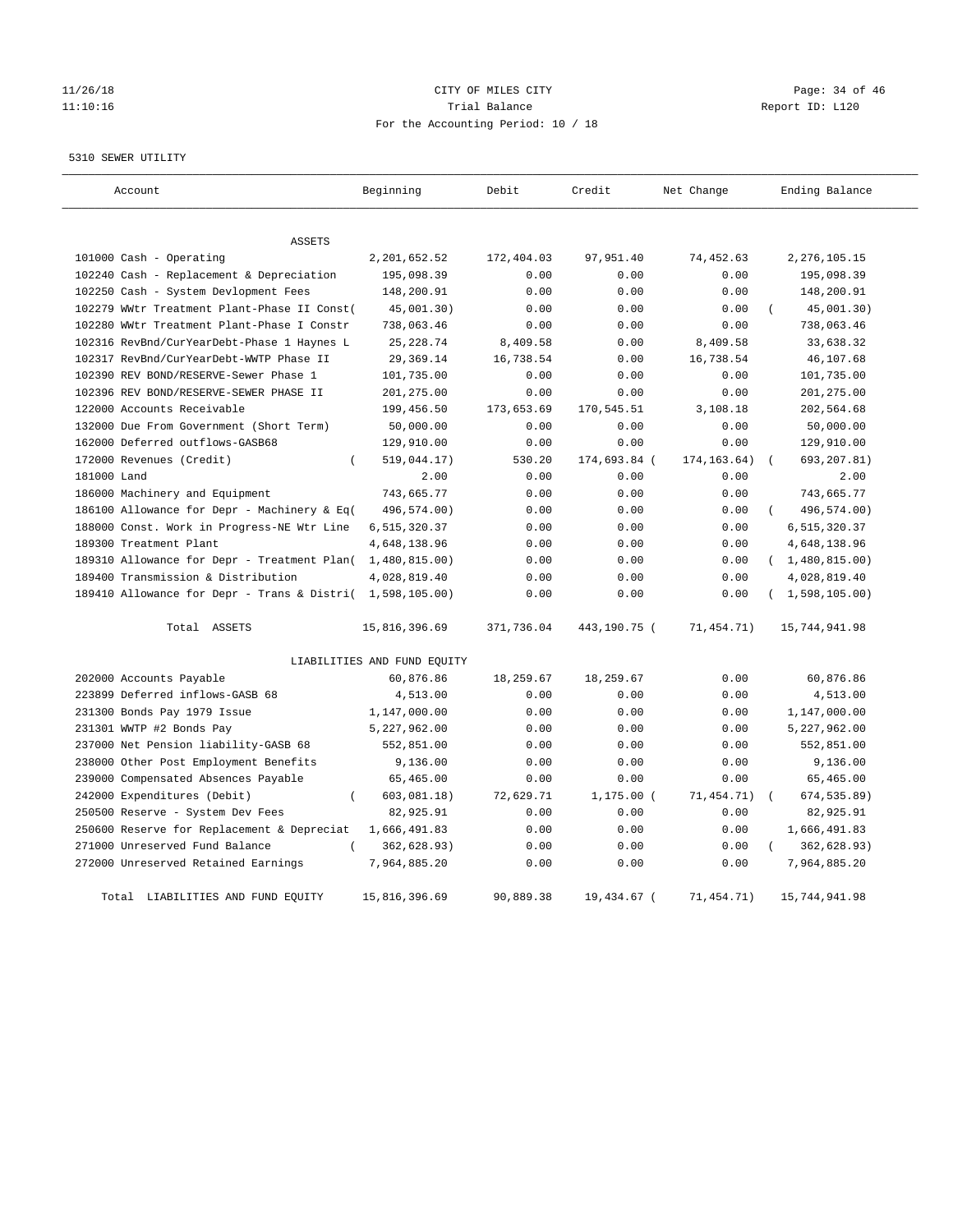CITY OF MILES CITY
Trial Balance
For the Accounting Period: 10 / 18

11/26/18
11:10:16

Report ID: L120

5310 SEWER UTILITY

| Account | Beginning | Debit | Credit | Net Change | Ending Balance |
|---|---|---|---|---|---|
| ASSETS | | | | | |
| 101000 Cash - Operating | 2,201,652.52 | 172,404.03 | 97,951.40 | 74,452.63 | 2,276,105.15 |
| 102240 Cash - Replacement & Depreciation | 195,098.39 | 0.00 | 0.00 | 0.00 | 195,098.39 |
| 102250 Cash - System Devlopment Fees | 148,200.91 | 0.00 | 0.00 | 0.00 | 148,200.91 |
| 102279 WWtr Treatment Plant-Phase II Const( | 45,001.30) | 0.00 | 0.00 | 0.00 | ( 45,001.30) |
| 102280 WWtr Treatment Plant-Phase I Constr | 738,063.46 | 0.00 | 0.00 | 0.00 | 738,063.46 |
| 102316 RevBnd/CurYearDebt-Phase 1 Haynes L | 25,228.74 | 8,409.58 | 0.00 | 8,409.58 | 33,638.32 |
| 102317 RevBnd/CurYearDebt-WWTP Phase II | 29,369.14 | 16,738.54 | 0.00 | 16,738.54 | 46,107.68 |
| 102390 REV BOND/RESERVE-Sewer Phase 1 | 101,735.00 | 0.00 | 0.00 | 0.00 | 101,735.00 |
| 102396 REV BOND/RESERVE-SEWER PHASE II | 201,275.00 | 0.00 | 0.00 | 0.00 | 201,275.00 |
| 122000 Accounts Receivable | 199,456.50 | 173,653.69 | 170,545.51 | 3,108.18 | 202,564.68 |
| 132000 Due From Government (Short Term) | 50,000.00 | 0.00 | 0.00 | 0.00 | 50,000.00 |
| 162000 Deferred outflows-GASB68 | 129,910.00 | 0.00 | 0.00 | 0.00 | 129,910.00 |
| 172000 Revenues (Credit) | ( 519,044.17) | 530.20 | 174,693.84 ( | 174,163.64) | ( 693,207.81) |
| 181000 Land | 2.00 | 0.00 | 0.00 | 0.00 | 2.00 |
| 186000 Machinery and Equipment | 743,665.77 | 0.00 | 0.00 | 0.00 | 743,665.77 |
| 186100 Allowance for Depr - Machinery & Eq( | 496,574.00) | 0.00 | 0.00 | 0.00 | ( 496,574.00) |
| 188000 Const. Work in Progress-NE Wtr Line | 6,515,320.37 | 0.00 | 0.00 | 0.00 | 6,515,320.37 |
| 189300 Treatment Plant | 4,648,138.96 | 0.00 | 0.00 | 0.00 | 4,648,138.96 |
| 189310 Allowance for Depr - Treatment Plan( | 1,480,815.00) | 0.00 | 0.00 | 0.00 | ( 1,480,815.00) |
| 189400 Transmission & Distribution | 4,028,819.40 | 0.00 | 0.00 | 0.00 | 4,028,819.40 |
| 189410 Allowance for Depr - Trans & Distri( | 1,598,105.00) | 0.00 | 0.00 | 0.00 | ( 1,598,105.00) |
| Total ASSETS | 15,816,396.69 | 371,736.04 | 443,190.75 ( | 71,454.71) | 15,744,941.98 |
| LIABILITIES AND FUND EQUITY | | | | | |
| 202000 Accounts Payable | 60,876.86 | 18,259.67 | 18,259.67 | 0.00 | 60,876.86 |
| 223899 Deferred inflows-GASB 68 | 4,513.00 | 0.00 | 0.00 | 0.00 | 4,513.00 |
| 231300 Bonds Pay 1979 Issue | 1,147,000.00 | 0.00 | 0.00 | 0.00 | 1,147,000.00 |
| 231301 WWTP #2 Bonds Pay | 5,227,962.00 | 0.00 | 0.00 | 0.00 | 5,227,962.00 |
| 237000 Net Pension liability-GASB 68 | 552,851.00 | 0.00 | 0.00 | 0.00 | 552,851.00 |
| 238000 Other Post Employment Benefits | 9,136.00 | 0.00 | 0.00 | 0.00 | 9,136.00 |
| 239000 Compensated Absences Payable | 65,465.00 | 0.00 | 0.00 | 0.00 | 65,465.00 |
| 242000 Expenditures (Debit) | ( 603,081.18) | 72,629.71 | 1,175.00 ( | 71,454.71) | ( 674,535.89) |
| 250500 Reserve - System Dev Fees | 82,925.91 | 0.00 | 0.00 | 0.00 | 82,925.91 |
| 250600 Reserve for Replacement & Depreciat | 1,666,491.83 | 0.00 | 0.00 | 0.00 | 1,666,491.83 |
| 271000 Unreserved Fund Balance | ( 362,628.93) | 0.00 | 0.00 | 0.00 | ( 362,628.93) |
| 272000 Unreserved Retained Earnings | 7,964,885.20 | 0.00 | 0.00 | 0.00 | 7,964,885.20 |
| Total LIABILITIES AND FUND EQUITY | 15,816,396.69 | 90,889.38 | 19,434.67 ( | 71,454.71) | 15,744,941.98 |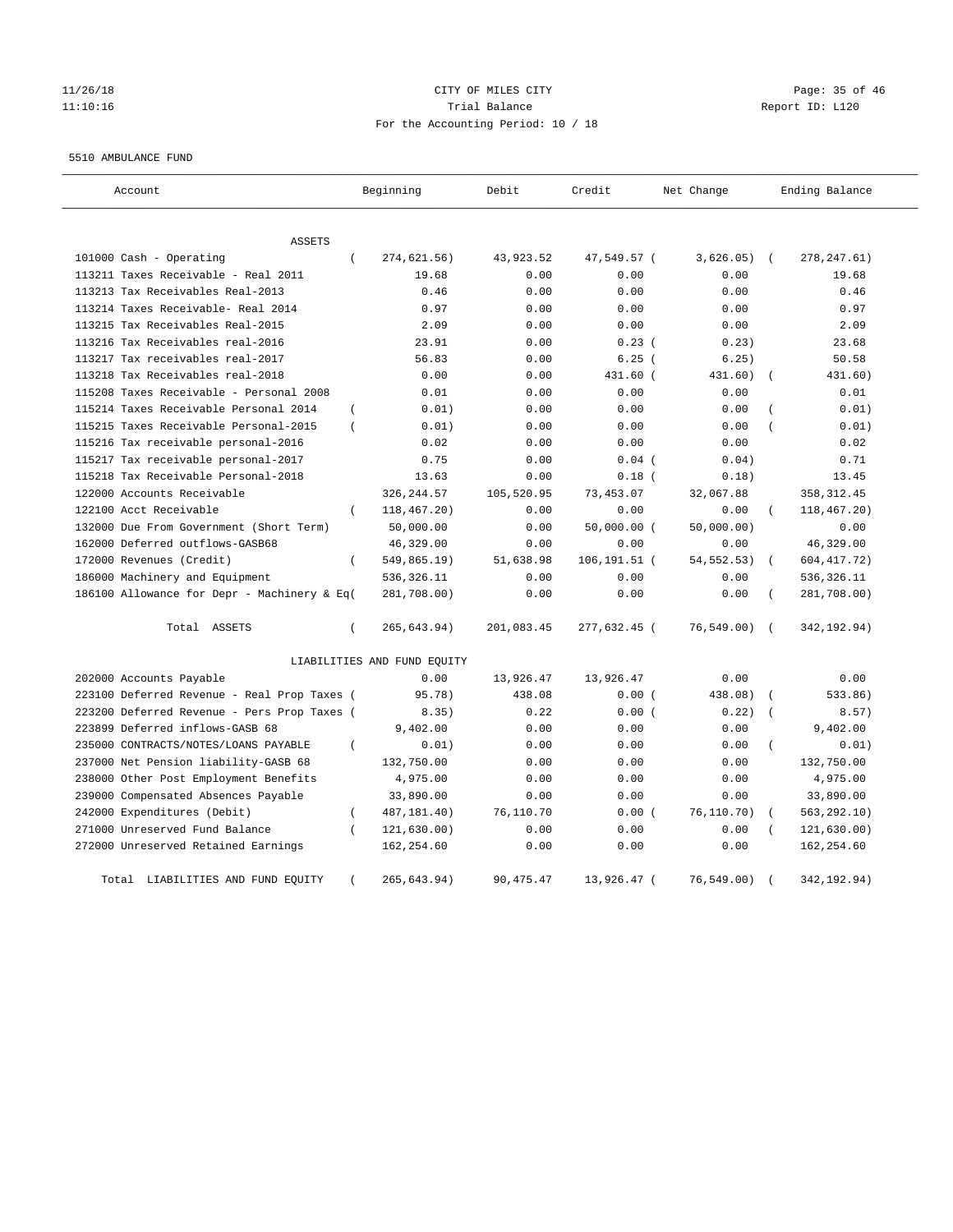CITY OF MILES CITY
Trial Balance
For the Accounting Period: 10 / 18

11/26/18
11:10:16

Report ID: L120

5510 AMBULANCE FUND

| Account | Beginning | Debit | Credit | Net Change | Ending Balance |
|---|---|---|---|---|---|
| ASSETS | | | | | |
| 101000 Cash - Operating | ( 274,621.56) | 43,923.52 | 47,549.57 | ( 3,626.05) | ( 278,247.61) |
| 113211 Taxes Receivable - Real 2011 | 19.68 | 0.00 | 0.00 | 0.00 | 19.68 |
| 113213 Tax Receivables Real-2013 | 0.46 | 0.00 | 0.00 | 0.00 | 0.46 |
| 113214 Taxes Receivable- Real 2014 | 0.97 | 0.00 | 0.00 | 0.00 | 0.97 |
| 113215 Tax Receivables Real-2015 | 2.09 | 0.00 | 0.00 | 0.00 | 2.09 |
| 113216 Tax Receivables real-2016 | 23.91 | 0.00 | 0.23 | ( 0.23) | 23.68 |
| 113217 Tax receivables real-2017 | 56.83 | 0.00 | 6.25 | ( 6.25) | 50.58 |
| 113218 Tax Receivables real-2018 | 0.00 | 0.00 | 431.60 | ( 431.60) | ( 431.60) |
| 115208 Taxes Receivable - Personal 2008 | 0.01 | 0.00 | 0.00 | 0.00 | 0.01 |
| 115214 Taxes Receivable Personal 2014 | ( 0.01) | 0.00 | 0.00 | 0.00 | ( 0.01) |
| 115215 Taxes Receivable Personal-2015 | ( 0.01) | 0.00 | 0.00 | 0.00 | ( 0.01) |
| 115216 Tax receivable personal-2016 | 0.02 | 0.00 | 0.00 | 0.00 | 0.02 |
| 115217 Tax receivable personal-2017 | 0.75 | 0.00 | 0.04 | ( 0.04) | 0.71 |
| 115218 Tax Receivable Personal-2018 | 13.63 | 0.00 | 0.18 | ( 0.18) | 13.45 |
| 122000 Accounts Receivable | 326,244.57 | 105,520.95 | 73,453.07 | 32,067.88 | 358,312.45 |
| 122100 Acct Receivable | ( 118,467.20) | 0.00 | 0.00 | 0.00 | ( 118,467.20) |
| 132000 Due From Government (Short Term) | 50,000.00 | 0.00 | 50,000.00 | ( 50,000.00) | 0.00 |
| 162000 Deferred outflows-GASB68 | 46,329.00 | 0.00 | 0.00 | 0.00 | 46,329.00 |
| 172000 Revenues (Credit) | ( 549,865.19) | 51,638.98 | 106,191.51 | ( 54,552.53) | ( 604,417.72) |
| 186000 Machinery and Equipment | 536,326.11 | 0.00 | 0.00 | 0.00 | 536,326.11 |
| 186100 Allowance for Depr - Machinery & Eq | ( 281,708.00) | 0.00 | 0.00 | 0.00 | ( 281,708.00) |
| Total ASSETS | ( 265,643.94) | 201,083.45 | 277,632.45 | ( 76,549.00) | ( 342,192.94) |
| LIABILITIES AND FUND EQUITY | | | | | |
| 202000 Accounts Payable | 0.00 | 13,926.47 | 13,926.47 | 0.00 | 0.00 |
| 223100 Deferred Revenue - Real Prop Taxes | ( 95.78) | 438.08 | 0.00 | ( 438.08) | ( 533.86) |
| 223200 Deferred Revenue - Pers Prop Taxes | ( 8.35) | 0.22 | 0.00 | ( 0.22) | ( 8.57) |
| 223899 Deferred inflows-GASB 68 | 9,402.00 | 0.00 | 0.00 | 0.00 | 9,402.00 |
| 235000 CONTRACTS/NOTES/LOANS PAYABLE | ( 0.01) | 0.00 | 0.00 | 0.00 | ( 0.01) |
| 237000 Net Pension liability-GASB 68 | 132,750.00 | 0.00 | 0.00 | 0.00 | 132,750.00 |
| 238000 Other Post Employment Benefits | 4,975.00 | 0.00 | 0.00 | 0.00 | 4,975.00 |
| 239000 Compensated Absences Payable | 33,890.00 | 0.00 | 0.00 | 0.00 | 33,890.00 |
| 242000 Expenditures (Debit) | ( 487,181.40) | 76,110.70 | 0.00 | ( 76,110.70) | ( 563,292.10) |
| 271000 Unreserved Fund Balance | ( 121,630.00) | 0.00 | 0.00 | 0.00 | ( 121,630.00) |
| 272000 Unreserved Retained Earnings | 162,254.60 | 0.00 | 0.00 | 0.00 | 162,254.60 |
| Total LIABILITIES AND FUND EQUITY | ( 265,643.94) | 90,475.47 | 13,926.47 | ( 76,549.00) | ( 342,192.94) |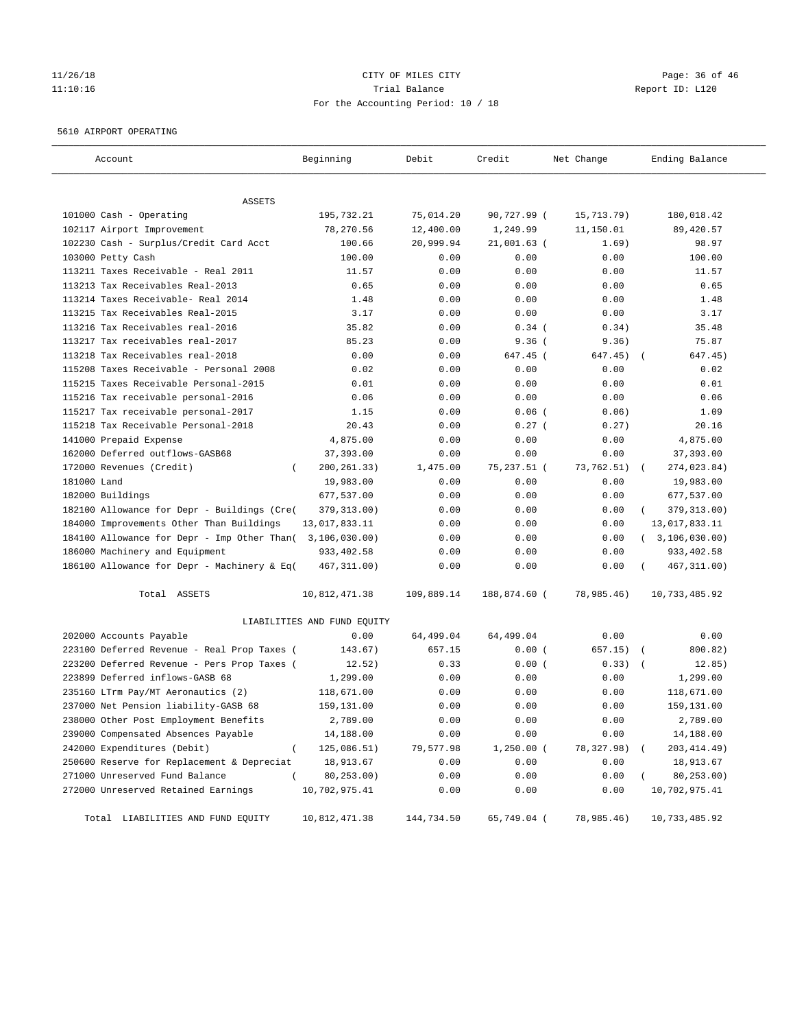CITY OF MILES CITY
Trial Balance
For the Accounting Period: 10 / 18

11/26/18
11:10:16

Report ID: L120

5610 AIRPORT OPERATING

| Account | Beginning | Debit | Credit | Net Change | Ending Balance |
|---|---|---|---|---|---|
| ASSETS | | | | | |
| 101000 Cash - Operating | 195,732.21 | 75,014.20 | 90,727.99 | (15,713.79) | 180,018.42 |
| 102117 Airport Improvement | 78,270.56 | 12,400.00 | 1,249.99 | 11,150.01 | 89,420.57 |
| 102230 Cash - Surplus/Credit Card Acct | 100.66 | 20,999.94 | 21,001.63 | (1.69) | 98.97 |
| 103000 Petty Cash | 100.00 | 0.00 | 0.00 | 0.00 | 100.00 |
| 113211 Taxes Receivable - Real 2011 | 11.57 | 0.00 | 0.00 | 0.00 | 11.57 |
| 113213 Tax Receivables Real-2013 | 0.65 | 0.00 | 0.00 | 0.00 | 0.65 |
| 113214 Taxes Receivable- Real 2014 | 1.48 | 0.00 | 0.00 | 0.00 | 1.48 |
| 113215 Tax Receivables Real-2015 | 3.17 | 0.00 | 0.00 | 0.00 | 3.17 |
| 113216 Tax Receivables real-2016 | 35.82 | 0.00 | 0.34 | (0.34) | 35.48 |
| 113217 Tax receivables real-2017 | 85.23 | 0.00 | 9.36 | (9.36) | 75.87 |
| 113218 Tax Receivables real-2018 | 0.00 | 0.00 | 647.45 | (647.45) | (647.45) |
| 115208 Taxes Receivable - Personal 2008 | 0.02 | 0.00 | 0.00 | 0.00 | 0.02 |
| 115215 Taxes Receivable Personal-2015 | 0.01 | 0.00 | 0.00 | 0.00 | 0.01 |
| 115216 Tax receivable personal-2016 | 0.06 | 0.00 | 0.00 | 0.00 | 0.06 |
| 115217 Tax receivable personal-2017 | 1.15 | 0.00 | 0.06 | (0.06) | 1.09 |
| 115218 Tax Receivable Personal-2018 | 20.43 | 0.00 | 0.27 | (0.27) | 20.16 |
| 141000 Prepaid Expense | 4,875.00 | 0.00 | 0.00 | 0.00 | 4,875.00 |
| 162000 Deferred outflows-GASB68 | 37,393.00 | 0.00 | 0.00 | 0.00 | 37,393.00 |
| 172000 Revenues (Credit) | (200,261.33) | 1,475.00 | 75,237.51 | (73,762.51) | (274,023.84) |
| 181000 Land | 19,983.00 | 0.00 | 0.00 | 0.00 | 19,983.00 |
| 182000 Buildings | 677,537.00 | 0.00 | 0.00 | 0.00 | 677,537.00 |
| 182100 Allowance for Depr - Buildings (Cre( | 379,313.00) | 0.00 | 0.00 | 0.00 | (379,313.00) |
| 184000 Improvements Other Than Buildings | 13,017,833.11 | 0.00 | 0.00 | 0.00 | 13,017,833.11 |
| 184100 Allowance for Depr - Imp Other Than( | 3,106,030.00) | 0.00 | 0.00 | 0.00 | (3,106,030.00) |
| 186000 Machinery and Equipment | 933,402.58 | 0.00 | 0.00 | 0.00 | 933,402.58 |
| 186100 Allowance for Depr - Machinery & Eq( | 467,311.00) | 0.00 | 0.00 | 0.00 | (467,311.00) |
| Total ASSETS | 10,812,471.38 | 109,889.14 | 188,874.60 | (78,985.46) | 10,733,485.92 |
| LIABILITIES AND FUND EQUITY | | | | | |
| 202000 Accounts Payable | 0.00 | 64,499.04 | 64,499.04 | 0.00 | 0.00 |
| 223100 Deferred Revenue - Real Prop Taxes ( | 143.67) | 657.15 | 0.00 | (657.15) | (800.82) |
| 223200 Deferred Revenue - Pers Prop Taxes ( | 12.52) | 0.33 | 0.00 | (0.33) | (12.85) |
| 223899 Deferred inflows-GASB 68 | 1,299.00 | 0.00 | 0.00 | 0.00 | 1,299.00 |
| 235160 LTrm Pay/MT Aeronautics (2) | 118,671.00 | 0.00 | 0.00 | 0.00 | 118,671.00 |
| 237000 Net Pension liability-GASB 68 | 159,131.00 | 0.00 | 0.00 | 0.00 | 159,131.00 |
| 238000 Other Post Employment Benefits | 2,789.00 | 0.00 | 0.00 | 0.00 | 2,789.00 |
| 239000 Compensated Absences Payable | 14,188.00 | 0.00 | 0.00 | 0.00 | 14,188.00 |
| 242000 Expenditures (Debit) | (125,086.51) | 79,577.98 | 1,250.00 | (78,327.98) | (203,414.49) |
| 250600 Reserve for Replacement & Depreciat | 18,913.67 | 0.00 | 0.00 | 0.00 | 18,913.67 |
| 271000 Unreserved Fund Balance | (80,253.00) | 0.00 | 0.00 | 0.00 | (80,253.00) |
| 272000 Unreserved Retained Earnings | 10,702,975.41 | 0.00 | 0.00 | 0.00 | 10,702,975.41 |
| Total LIABILITIES AND FUND EQUITY | 10,812,471.38 | 144,734.50 | 65,749.04 | (78,985.46) | 10,733,485.92 |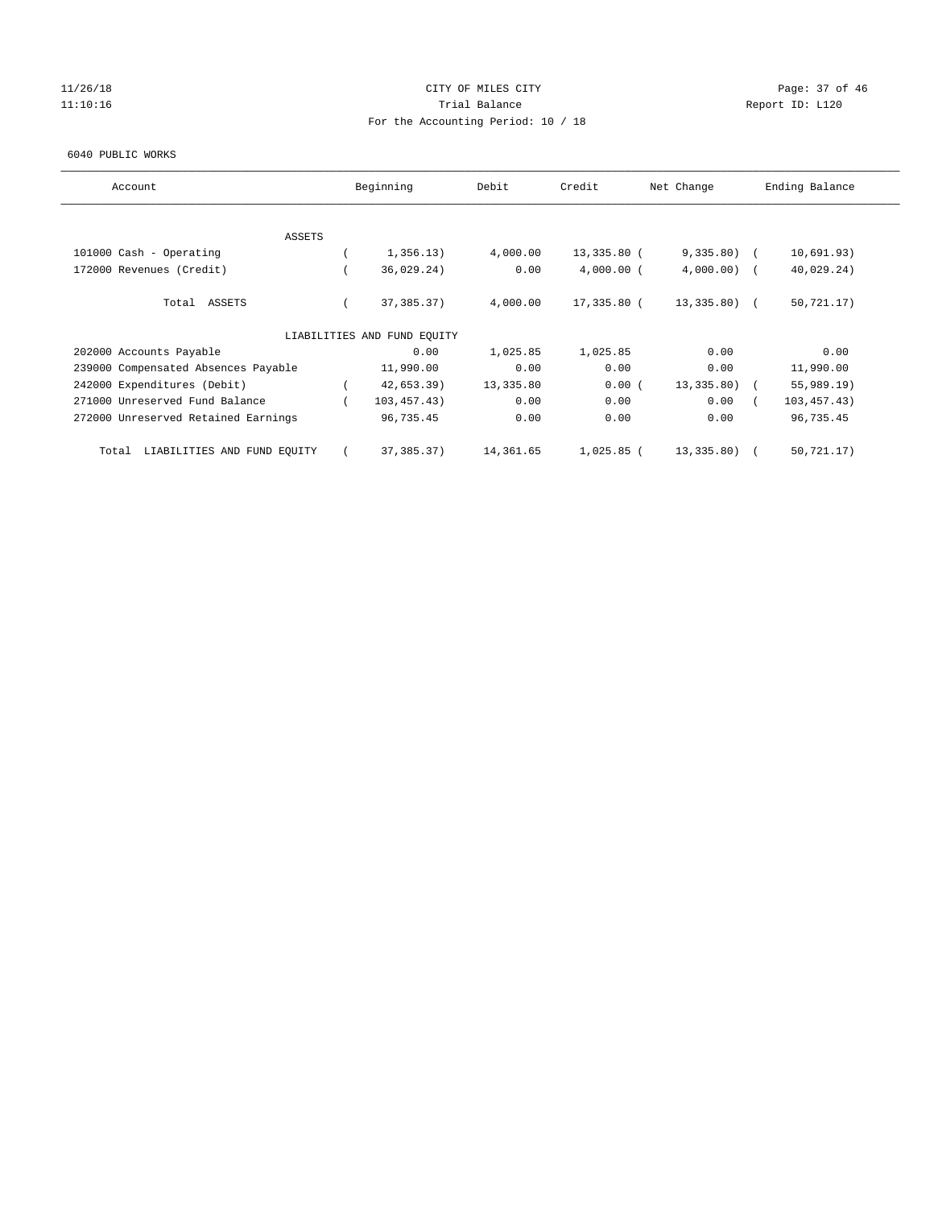# CITY OF MILES CITY

11/26/18 11:10:16

Trial Balance

Report ID: L120

For the Accounting Period: 10 / 18

6040 PUBLIC WORKS

| Account | Beginning | Debit | Credit | Net Change | Ending Balance |
|---|---|---|---|---|---|
| ASSETS | | | | | |
| 101000 Cash - Operating | ( 1,356.13) | 4,000.00 | 13,335.80 | ( 9,335.80) | ( 10,691.93) |
| 172000 Revenues (Credit) | ( 36,029.24) | 0.00 | 4,000.00 | ( 4,000.00) | ( 40,029.24) |
| Total ASSETS | ( 37,385.37) | 4,000.00 | 17,335.80 | ( 13,335.80) | ( 50,721.17) |
| LIABILITIES AND FUND EQUITY | | | | | |
| 202000 Accounts Payable | 0.00 | 1,025.85 | 1,025.85 | 0.00 | 0.00 |
| 239000 Compensated Absences Payable | 11,990.00 | 0.00 | 0.00 | 0.00 | 11,990.00 |
| 242000 Expenditures (Debit) | ( 42,653.39) | 13,335.80 | 0.00 | ( 13,335.80) | ( 55,989.19) |
| 271000 Unreserved Fund Balance | ( 103,457.43) | 0.00 | 0.00 | 0.00 | ( 103,457.43) |
| 272000 Unreserved Retained Earnings | 96,735.45 | 0.00 | 0.00 | 0.00 | 96,735.45 |
| Total LIABILITIES AND FUND EQUITY | ( 37,385.37) | 14,361.65 | 1,025.85 | ( 13,335.80) | ( 50,721.17) |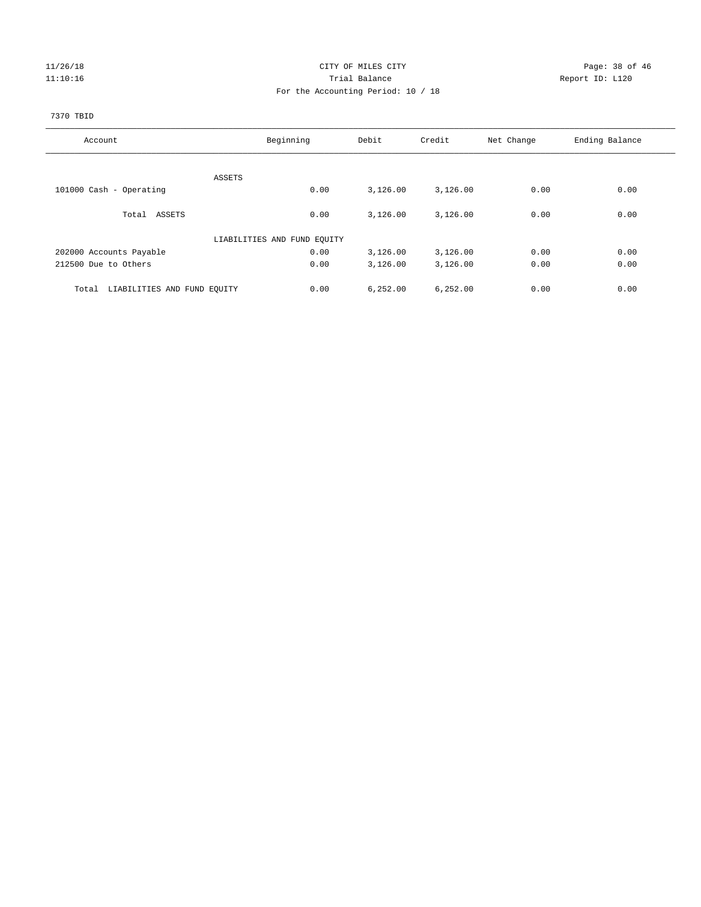# CITY OF MILES CITY

## Trial Balance

For the Accounting Period: 10 / 18

11/26/18 11:10:16 — Report ID: L120

### 7370 TBID

| Account | Beginning | Debit | Credit | Net Change | Ending Balance |
|---|---|---|---|---|---|
| ASSETS | | | | | |
| 101000 Cash - Operating | 0.00 | 3,126.00 | 3,126.00 | 0.00 | 0.00 |
| Total ASSETS | 0.00 | 3,126.00 | 3,126.00 | 0.00 | 0.00 |
| LIABILITIES AND FUND EQUITY | | | | | |
| 202000 Accounts Payable | 0.00 | 3,126.00 | 3,126.00 | 0.00 | 0.00 |
| 212500 Due to Others | 0.00 | 3,126.00 | 3,126.00 | 0.00 | 0.00 |
| Total LIABILITIES AND FUND EQUITY | 0.00 | 6,252.00 | 6,252.00 | 0.00 | 0.00 |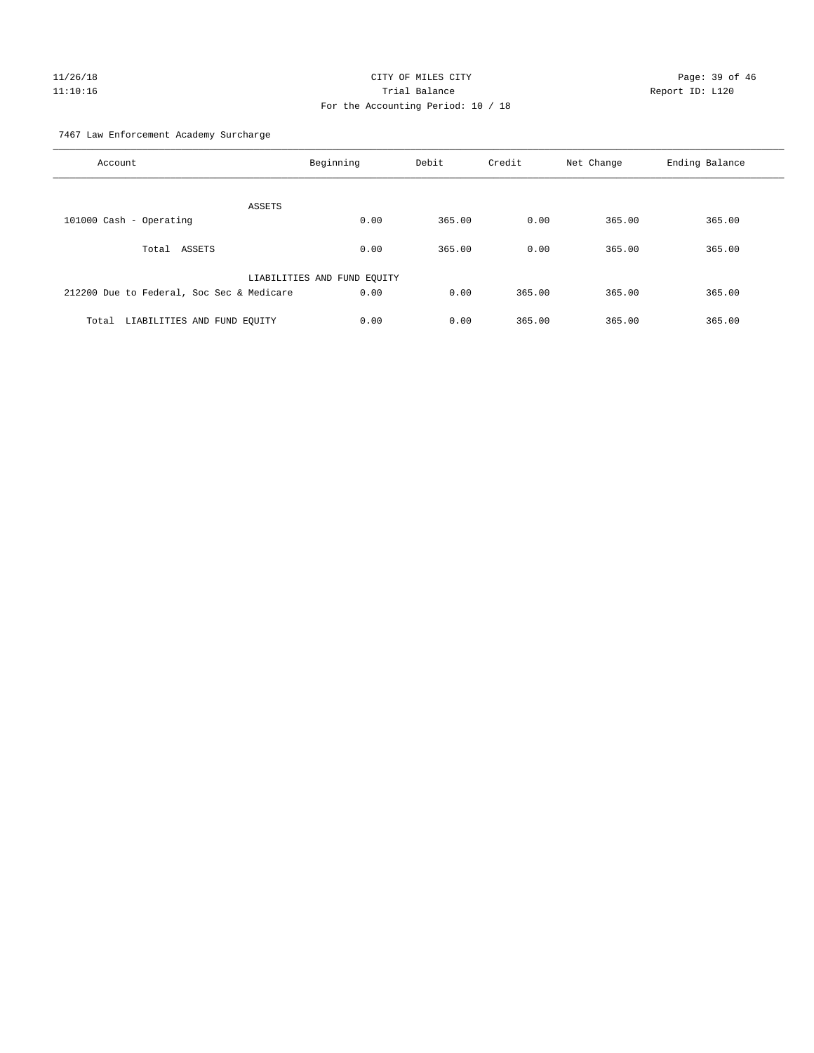CITY OF MILES CITY

Trial Balance

For the Accounting Period: 10 / 18

11/26/18 11:10:16 Report ID: L120

7467 Law Enforcement Academy Surcharge

| Account | Beginning | Debit | Credit | Net Change | Ending Balance |
|---|---|---|---|---|---|
| ASSETS | | | | | |
| 101000 Cash - Operating | 0.00 | 365.00 | 0.00 | 365.00 | 365.00 |
| Total ASSETS | 0.00 | 365.00 | 0.00 | 365.00 | 365.00 |
| LIABILITIES AND FUND EQUITY | | | | | |
| 212200 Due to Federal, Soc Sec & Medicare | 0.00 | 0.00 | 365.00 | 365.00 | 365.00 |
| Total LIABILITIES AND FUND EQUITY | 0.00 | 0.00 | 365.00 | 365.00 | 365.00 |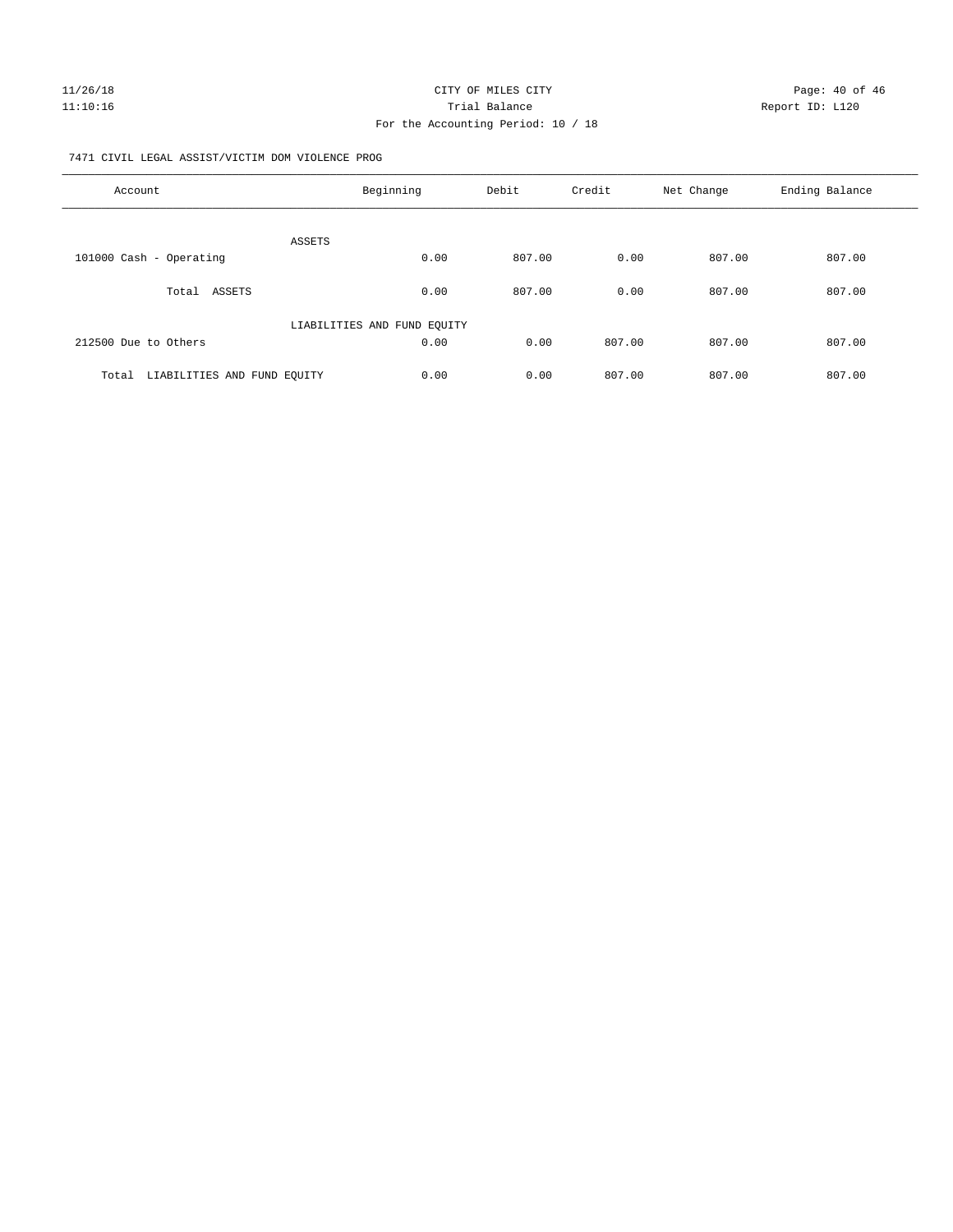CITY OF MILES CITY

Trial Balance

For the Accounting Period: 10 / 18

7471 CIVIL LEGAL ASSIST/VICTIM DOM VIOLENCE PROG

| Account | Beginning | Debit | Credit | Net Change | Ending Balance |
|---|---|---|---|---|---|
| ASSETS | | | | | |
| 101000 Cash - Operating | 0.00 | 807.00 | 0.00 | 807.00 | 807.00 |
| Total ASSETS | 0.00 | 807.00 | 0.00 | 807.00 | 807.00 |
| LIABILITIES AND FUND EQUITY | | | | | |
| 212500 Due to Others | 0.00 | 0.00 | 807.00 | 807.00 | 807.00 |
| Total LIABILITIES AND FUND EQUITY | 0.00 | 0.00 | 807.00 | 807.00 | 807.00 |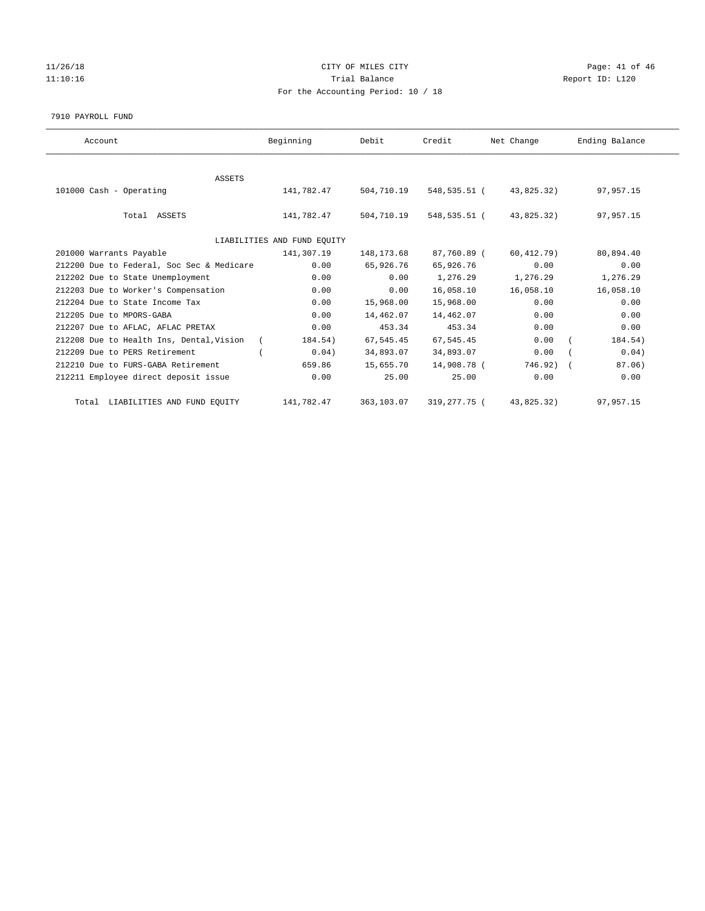CITY OF MILES CITY

Trial Balance

For the Accounting Period: 10 / 18

11/26/18
11:10:16

Report ID: L120

7910 PAYROLL FUND

| Account | Beginning | Debit | Credit | Net Change | Ending Balance |
|---|---|---|---|---|---|
| ASSETS | | | | | |
| 101000 Cash - Operating | 141,782.47 | 504,710.19 | 548,535.51 | ( 43,825.32) | 97,957.15 |
| Total ASSETS | 141,782.47 | 504,710.19 | 548,535.51 | ( 43,825.32) | 97,957.15 |
| LIABILITIES AND FUND EQUITY | | | | | |
| 201000 Warrants Payable | 141,307.19 | 148,173.68 | 87,760.89 | ( 60,412.79) | 80,894.40 |
| 212200 Due to Federal, Soc Sec & Medicare | 0.00 | 65,926.76 | 65,926.76 | 0.00 | 0.00 |
| 212202 Due to State Unemployment | 0.00 | 0.00 | 1,276.29 | 1,276.29 | 1,276.29 |
| 212203 Due to Worker's Compensation | 0.00 | 0.00 | 16,058.10 | 16,058.10 | 16,058.10 |
| 212204 Due to State Income Tax | 0.00 | 15,968.00 | 15,968.00 | 0.00 | 0.00 |
| 212205 Due to MPORS-GABA | 0.00 | 14,462.07 | 14,462.07 | 0.00 | 0.00 |
| 212207 Due to AFLAC, AFLAC PRETAX | 0.00 | 453.34 | 453.34 | 0.00 | 0.00 |
| 212208 Due to Health Ins, Dental,Vision | ( 184.54) | 67,545.45 | 67,545.45 | 0.00 | ( 184.54) |
| 212209 Due to PERS Retirement | ( 0.04) | 34,893.07 | 34,893.07 | 0.00 | ( 0.04) |
| 212210 Due to FURS-GABA Retirement | 659.86 | 15,655.70 | 14,908.78 | ( 746.92) | ( 87.06) |
| 212211 Employee direct deposit issue | 0.00 | 25.00 | 25.00 | 0.00 | 0.00 |
| Total LIABILITIES AND FUND EQUITY | 141,782.47 | 363,103.07 | 319,277.75 | ( 43,825.32) | 97,957.15 |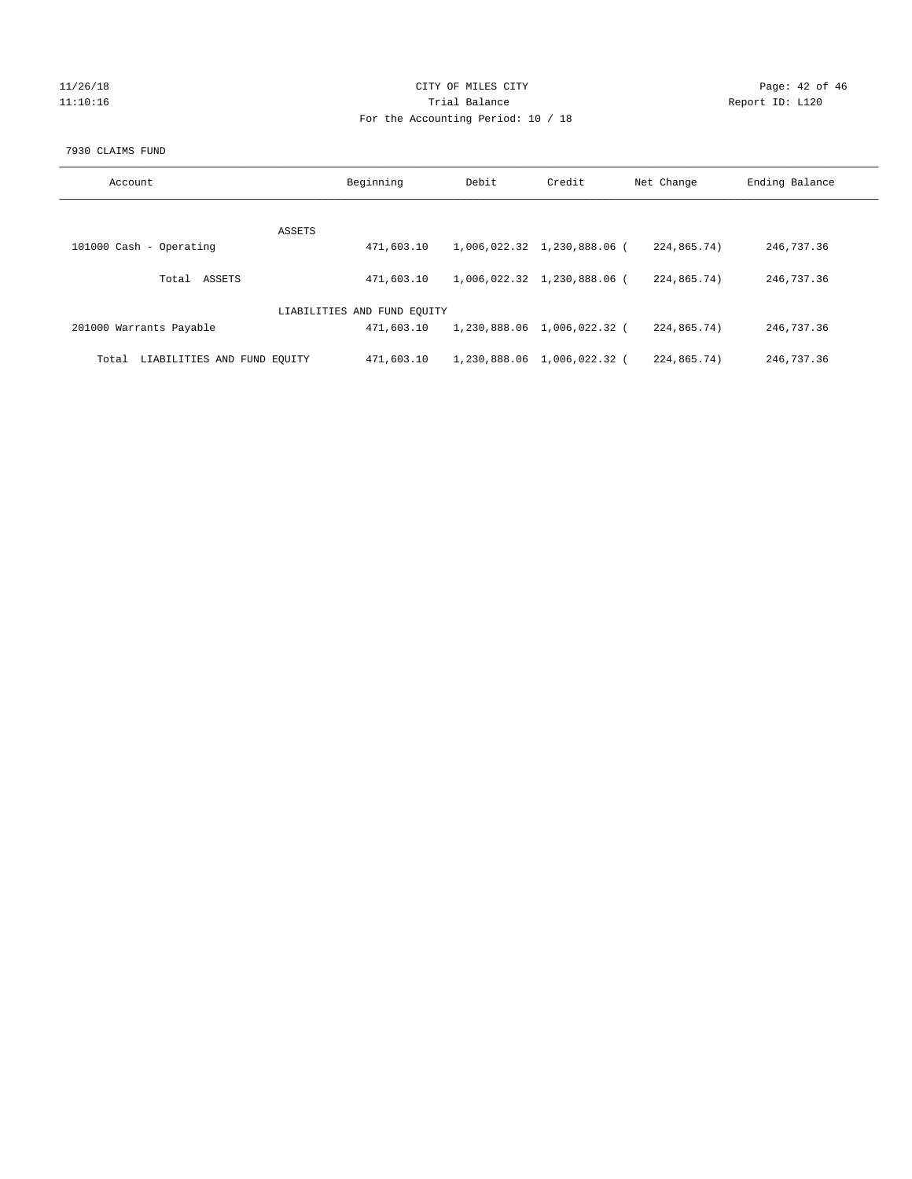# CITY OF MILES CITY

Trial Balance

For the Accounting Period: 10 / 18

7930 CLAIMS FUND

| Account | Beginning | Debit | Credit | Net Change | Ending Balance |
|---|---|---|---|---|---|
| ASSETS | | | | | |
| 101000 Cash - Operating | 471,603.10 | 1,006,022.32 | 1,230,888.06 | (224,865.74) | 246,737.36 |
| Total ASSETS | 471,603.10 | 1,006,022.32 | 1,230,888.06 | (224,865.74) | 246,737.36 |
| LIABILITIES AND FUND EQUITY | | | | | |
| 201000 Warrants Payable | 471,603.10 | 1,230,888.06 | 1,006,022.32 | (224,865.74) | 246,737.36 |
| Total LIABILITIES AND FUND EQUITY | 471,603.10 | 1,230,888.06 | 1,006,022.32 | (224,865.74) | 246,737.36 |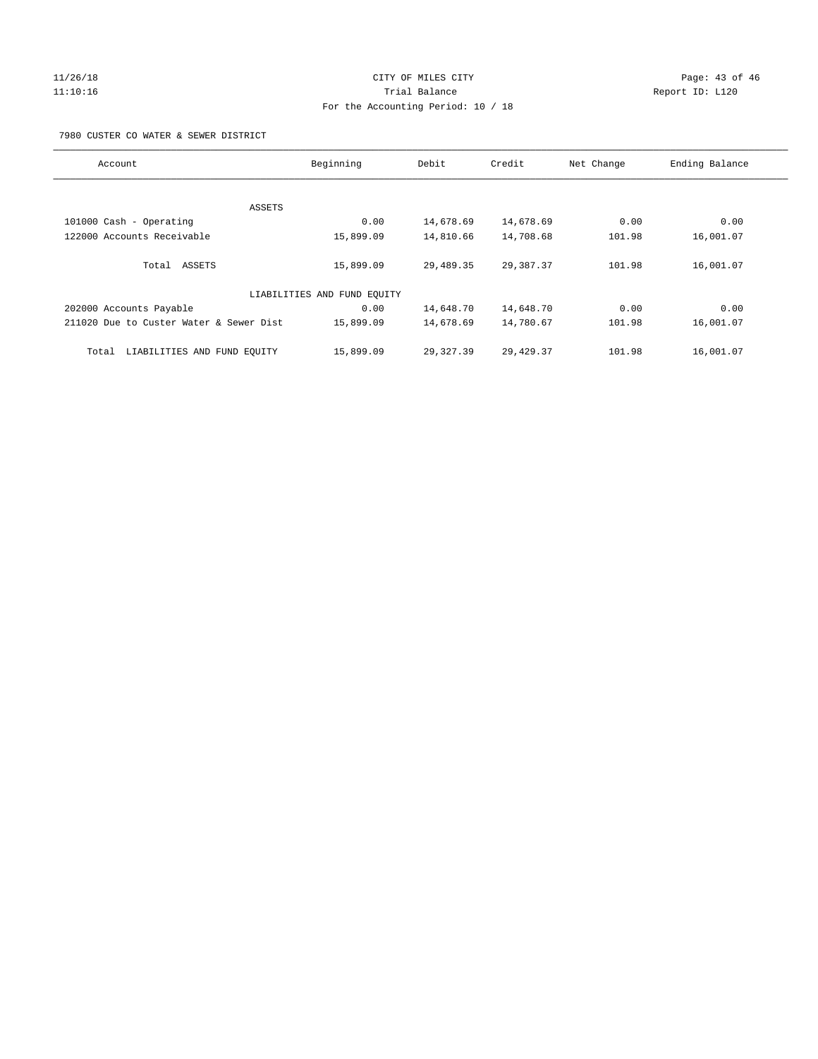CITY OF MILES CITY
Trial Balance
For the Accounting Period: 10 / 18

7980 CUSTER CO WATER & SEWER DISTRICT

| Account | Beginning | Debit | Credit | Net Change | Ending Balance |
|---|---|---|---|---|---|
| ASSETS | | | | | |
| 101000 Cash - Operating | 0.00 | 14,678.69 | 14,678.69 | 0.00 | 0.00 |
| 122000 Accounts Receivable | 15,899.09 | 14,810.66 | 14,708.68 | 101.98 | 16,001.07 |
| Total ASSETS | 15,899.09 | 29,489.35 | 29,387.37 | 101.98 | 16,001.07 |
| LIABILITIES AND FUND EQUITY | | | | | |
| 202000 Accounts Payable | 0.00 | 14,648.70 | 14,648.70 | 0.00 | 0.00 |
| 211020 Due to Custer Water & Sewer Dist | 15,899.09 | 14,678.69 | 14,780.67 | 101.98 | 16,001.07 |
| Total LIABILITIES AND FUND EQUITY | 15,899.09 | 29,327.39 | 29,429.37 | 101.98 | 16,001.07 |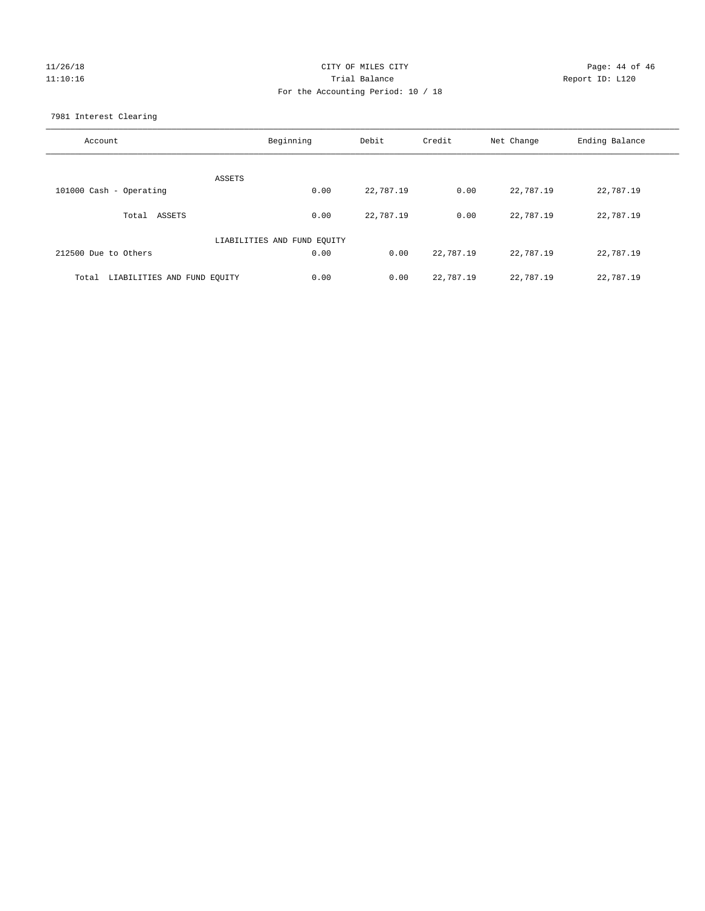CITY OF MILES CITY

Trial Balance

For the Accounting Period: 10 / 18

11/26/18
11:10:16

Report ID: L120

7981 Interest Clearing

| Account | Beginning | Debit | Credit | Net Change | Ending Balance |
|---|---|---|---|---|---|
| ASSETS | | | | | |
| 101000 Cash - Operating | 0.00 | 22,787.19 | 0.00 | 22,787.19 | 22,787.19 |
| Total ASSETS | 0.00 | 22,787.19 | 0.00 | 22,787.19 | 22,787.19 |
| LIABILITIES AND FUND EQUITY | | | | | |
| 212500 Due to Others | 0.00 | 0.00 | 22,787.19 | 22,787.19 | 22,787.19 |
| Total LIABILITIES AND FUND EQUITY | 0.00 | 0.00 | 22,787.19 | 22,787.19 | 22,787.19 |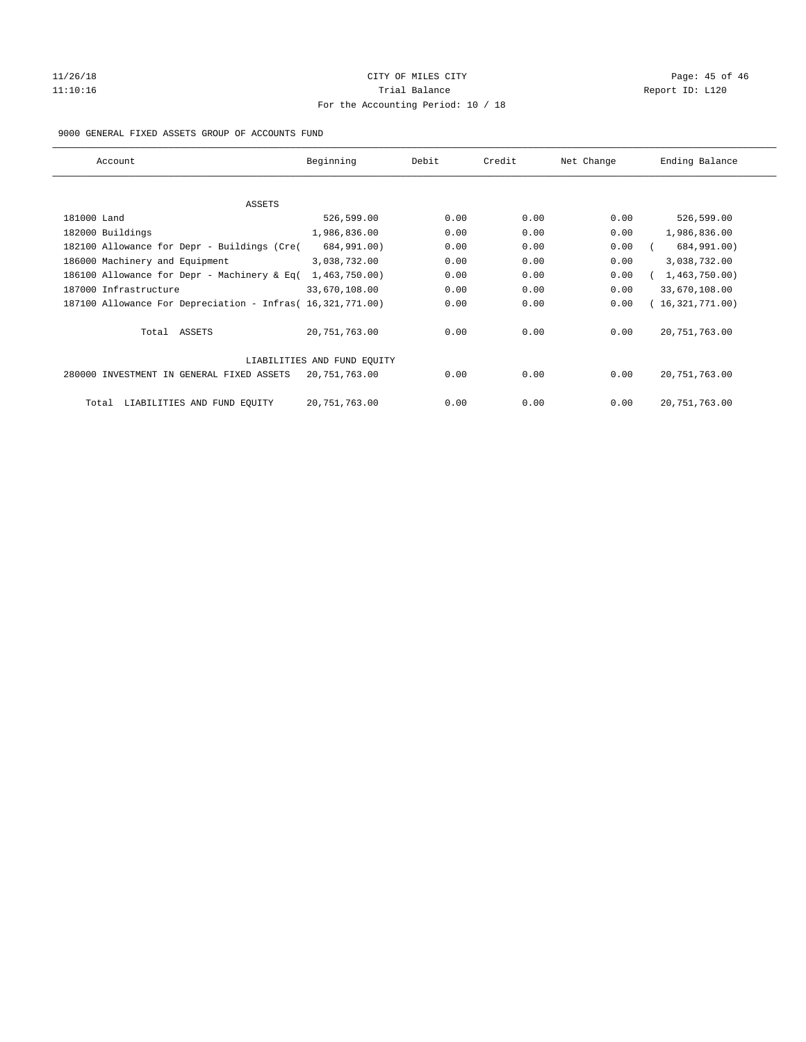CITY OF MILES CITY

Trial Balance

For the Accounting Period: 10 / 18

9000 GENERAL FIXED ASSETS GROUP OF ACCOUNTS FUND

| Account | Beginning | Debit | Credit | Net Change | Ending Balance |
|---|---|---|---|---|---|
| ASSETS | | | | | |
| 181000 Land | 526,599.00 | 0.00 | 0.00 | 0.00 | 526,599.00 |
| 182000 Buildings | 1,986,836.00 | 0.00 | 0.00 | 0.00 | 1,986,836.00 |
| 182100 Allowance for Depr - Buildings (Cre( | 684,991.00) | 0.00 | 0.00 | 0.00 | ( 684,991.00) |
| 186000 Machinery and Equipment | 3,038,732.00 | 0.00 | 0.00 | 0.00 | 3,038,732.00 |
| 186100 Allowance for Depr - Machinery & Eq( | 1,463,750.00) | 0.00 | 0.00 | 0.00 | ( 1,463,750.00) |
| 187000 Infrastructure | 33,670,108.00 | 0.00 | 0.00 | 0.00 | 33,670,108.00 |
| 187100 Allowance For Depreciation - Infras( | 16,321,771.00) | 0.00 | 0.00 | 0.00 | ( 16,321,771.00) |
| Total ASSETS | 20,751,763.00 | 0.00 | 0.00 | 0.00 | 20,751,763.00 |
| LIABILITIES AND FUND EQUITY | | | | | |
| 280000 INVESTMENT IN GENERAL FIXED ASSETS | 20,751,763.00 | 0.00 | 0.00 | 0.00 | 20,751,763.00 |
| Total LIABILITIES AND FUND EQUITY | 20,751,763.00 | 0.00 | 0.00 | 0.00 | 20,751,763.00 |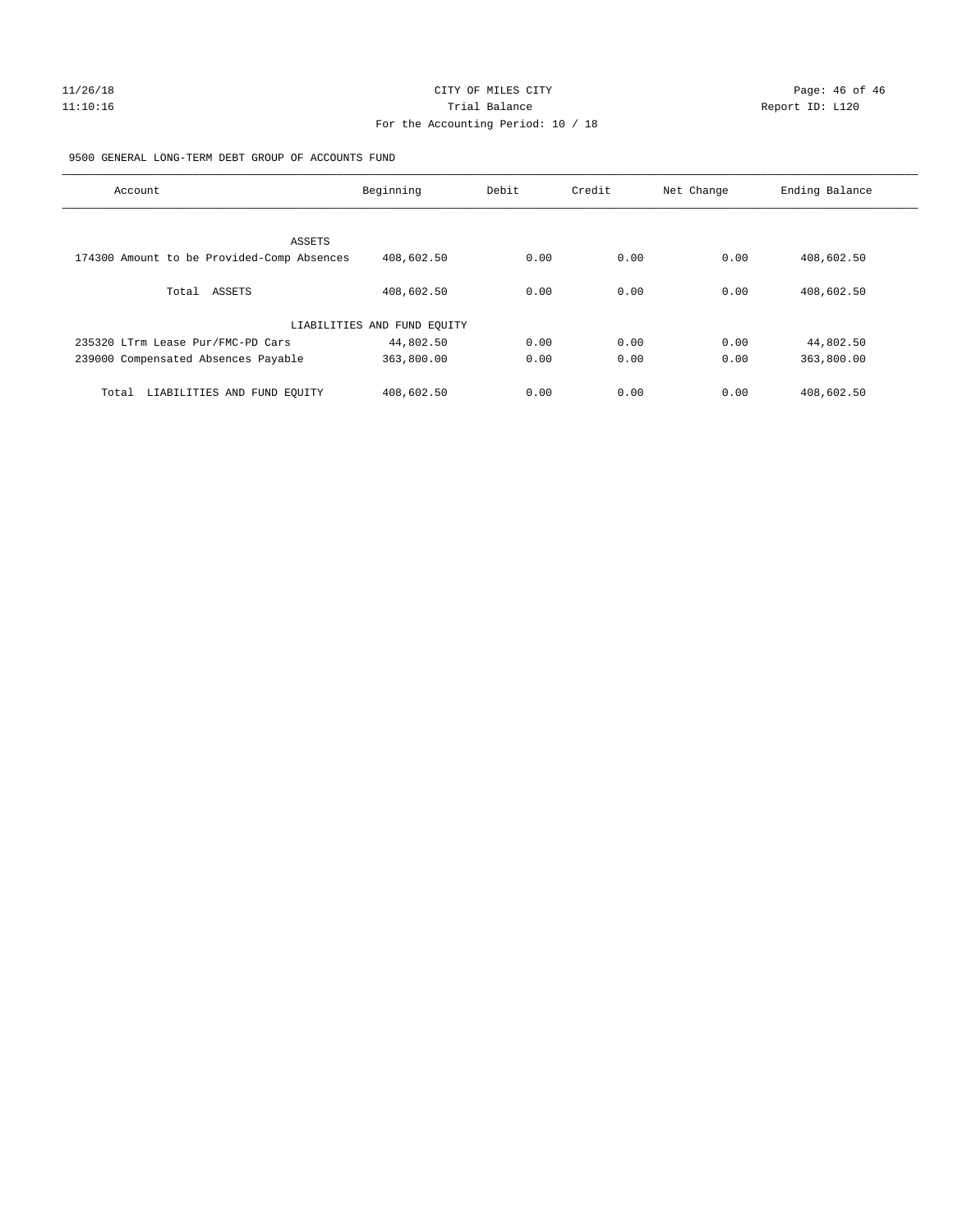CITY OF MILES CITY

Trial Balance

For the Accounting Period: 10 / 18

9500 GENERAL LONG-TERM DEBT GROUP OF ACCOUNTS FUND

| Account | Beginning | Debit | Credit | Net Change | Ending Balance |
|---|---|---|---|---|---|
| ASSETS | | | | | |
| 174300 Amount to be Provided-Comp Absences | 408,602.50 | 0.00 | 0.00 | 0.00 | 408,602.50 |
| Total ASSETS | 408,602.50 | 0.00 | 0.00 | 0.00 | 408,602.50 |
| LIABILITIES AND FUND EQUITY | | | | | |
| 235320 LTrm Lease Pur/FMC-PD Cars | 44,802.50 | 0.00 | 0.00 | 0.00 | 44,802.50 |
| 239000 Compensated Absences Payable | 363,800.00 | 0.00 | 0.00 | 0.00 | 363,800.00 |
| Total LIABILITIES AND FUND EQUITY | 408,602.50 | 0.00 | 0.00 | 0.00 | 408,602.50 |